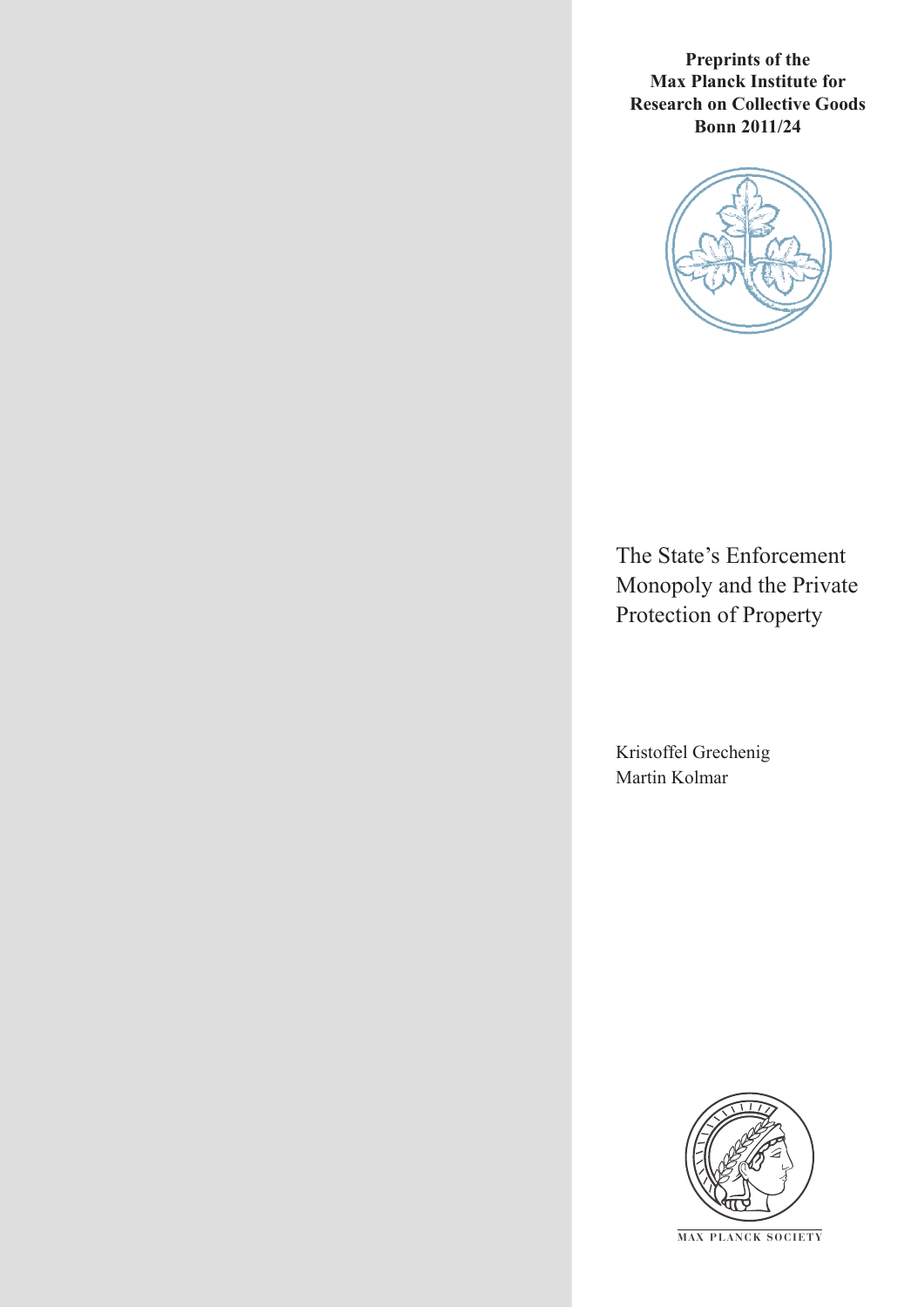**Preprints of the Max Planck Institute for Research on Collective Goods Bonn 2011/24**

# The State's Enforcement Monopoly and the Private Protection of Property

Kristoffel Grechenig
Martin Kolmar

MAX PLANCK SOCIETY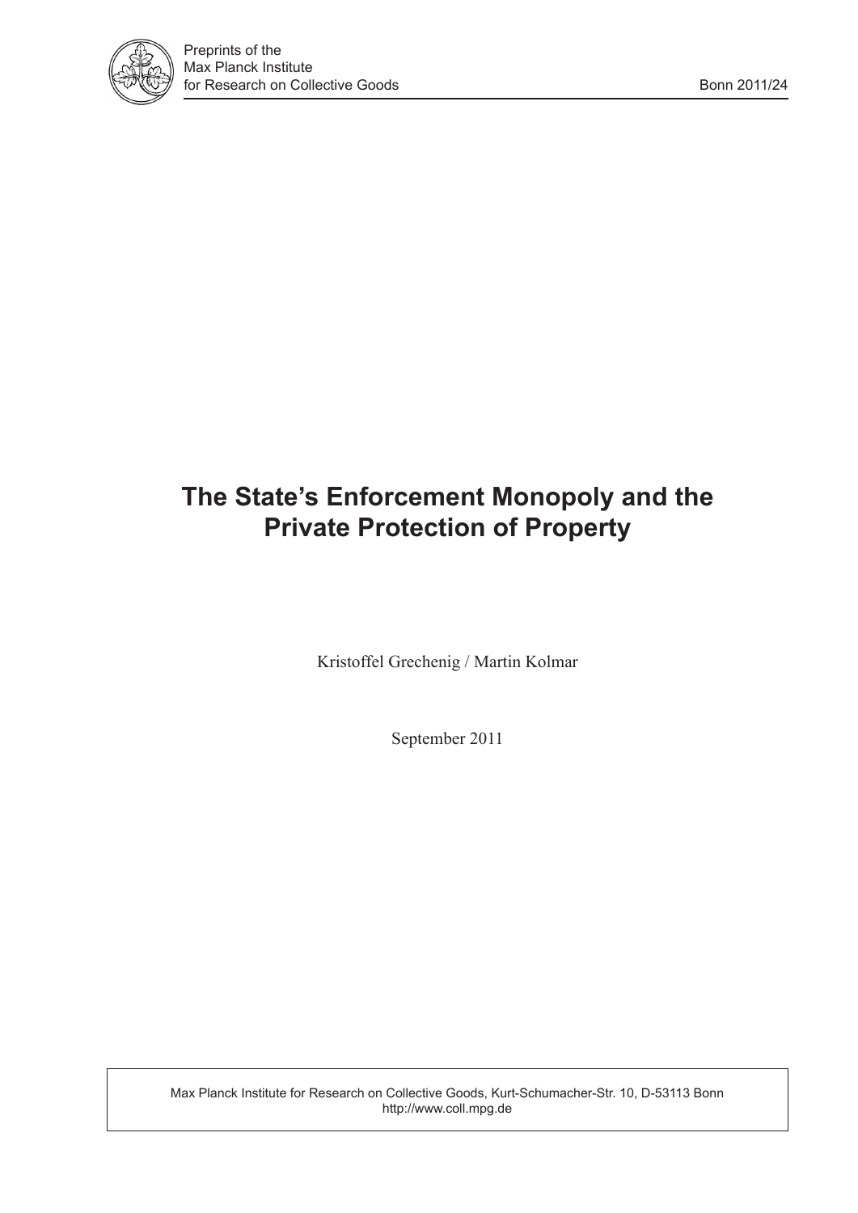# The State's Enforcement Monopoly and the Private Protection of Property

Kristoffel Grechenig / Martin Kolmar

September 2011

Max Planck Institute for Research on Collective Goods, Kurt-Schumacher-Str. 10, D-53113 Bonn
http://www.coll.mpg.de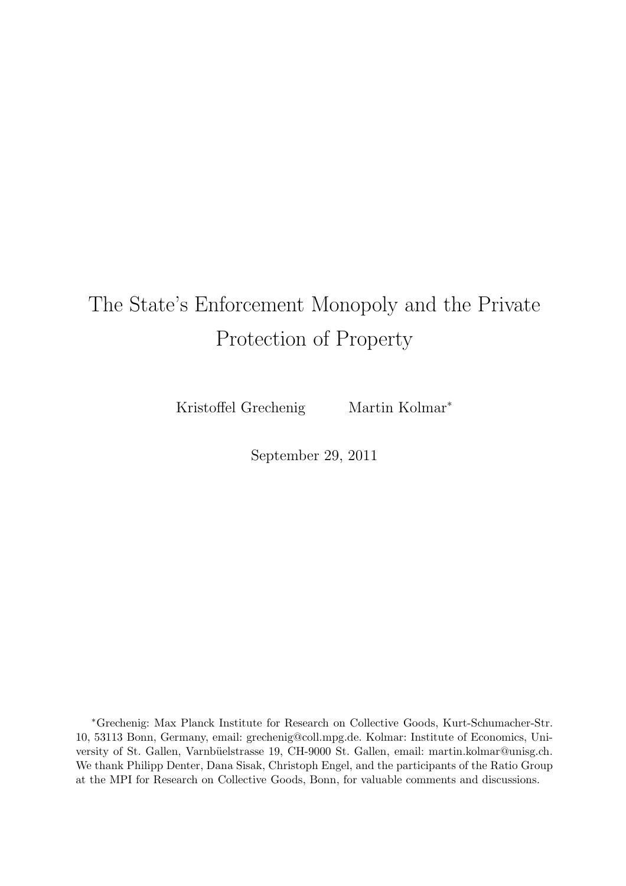# The State's Enforcement Monopoly and the Private Protection of Property

Kristoffel Grechenig Martin Kolmar*

September 29, 2011

*Grechenig: Max Planck Institute for Research on Collective Goods, Kurt-Schumacher-Str. 10, 53113 Bonn, Germany, email: grechenig@coll.mpg.de. Kolmar: Institute of Economics, University of St. Gallen, Varnbüelstrasse 19, CH-9000 St. Gallen, email: martin.kolmar@unisg.ch. We thank Philipp Denter, Dana Sisak, Christoph Engel, and the participants of the Ratio Group at the MPI for Research on Collective Goods, Bonn, for valuable comments and discussions.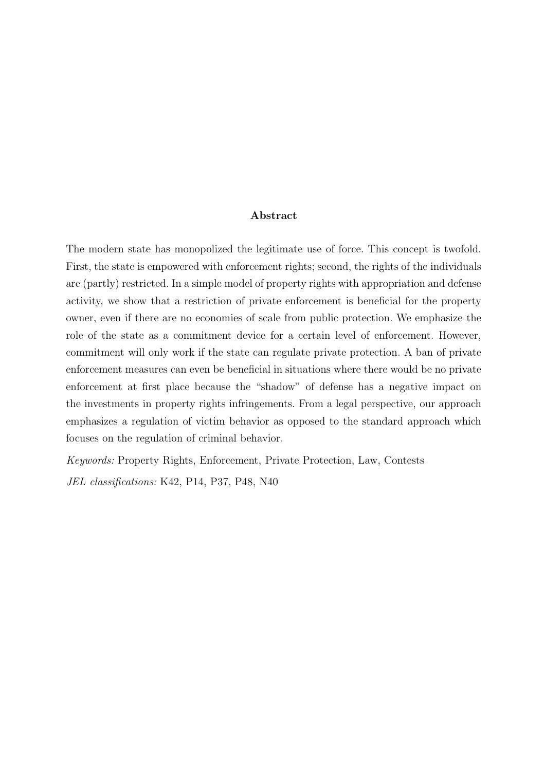## Abstract

The modern state has monopolized the legitimate use of force. This concept is twofold. First, the state is empowered with enforcement rights; second, the rights of the individuals are (partly) restricted. In a simple model of property rights with appropriation and defense activity, we show that a restriction of private enforcement is beneficial for the property owner, even if there are no economies of scale from public protection. We emphasize the role of the state as a commitment device for a certain level of enforcement. However, commitment will only work if the state can regulate private protection. A ban of private enforcement measures can even be beneficial in situations where there would be no private enforcement at first place because the "shadow" of defense has a negative impact on the investments in property rights infringements. From a legal perspective, our approach emphasizes a regulation of victim behavior as opposed to the standard approach which focuses on the regulation of criminal behavior.

*Keywords:* Property Rights, Enforcement, Private Protection, Law, Contests

*JEL classifications:* K42, P14, P37, P48, N40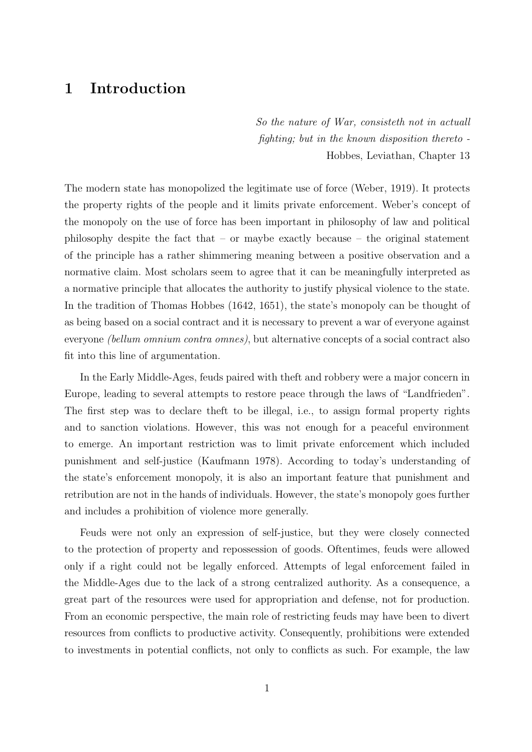# 1 Introduction

*So the nature of War, consisteth not in actuall fighting; but in the known disposition thereto* - Hobbes, Leviathan, Chapter 13

The modern state has monopolized the legitimate use of force (Weber, 1919). It protects the property rights of the people and it limits private enforcement. Weber's concept of the monopoly on the use of force has been important in philosophy of law and political philosophy despite the fact that – or maybe exactly because – the original statement of the principle has a rather shimmering meaning between a positive observation and a normative claim. Most scholars seem to agree that it can be meaningfully interpreted as a normative principle that allocates the authority to justify physical violence to the state. In the tradition of Thomas Hobbes (1642, 1651), the state's monopoly can be thought of as being based on a social contract and it is necessary to prevent a war of everyone against everyone *(bellum omnium contra omnes)*, but alternative concepts of a social contract also fit into this line of argumentation.

In the Early Middle-Ages, feuds paired with theft and robbery were a major concern in Europe, leading to several attempts to restore peace through the laws of "Landfrieden". The first step was to declare theft to be illegal, i.e., to assign formal property rights and to sanction violations. However, this was not enough for a peaceful environment to emerge. An important restriction was to limit private enforcement which included punishment and self-justice (Kaufmann 1978). According to today's understanding of the state's enforcement monopoly, it is also an important feature that punishment and retribution are not in the hands of individuals. However, the state's monopoly goes further and includes a prohibition of violence more generally.

Feuds were not only an expression of self-justice, but they were closely connected to the protection of property and repossession of goods. Oftentimes, feuds were allowed only if a right could not be legally enforced. Attempts of legal enforcement failed in the Middle-Ages due to the lack of a strong centralized authority. As a consequence, a great part of the resources were used for appropriation and defense, not for production. From an economic perspective, the main role of restricting feuds may have been to divert resources from conflicts to productive activity. Consequently, prohibitions were extended to investments in potential conflicts, not only to conflicts as such. For example, the law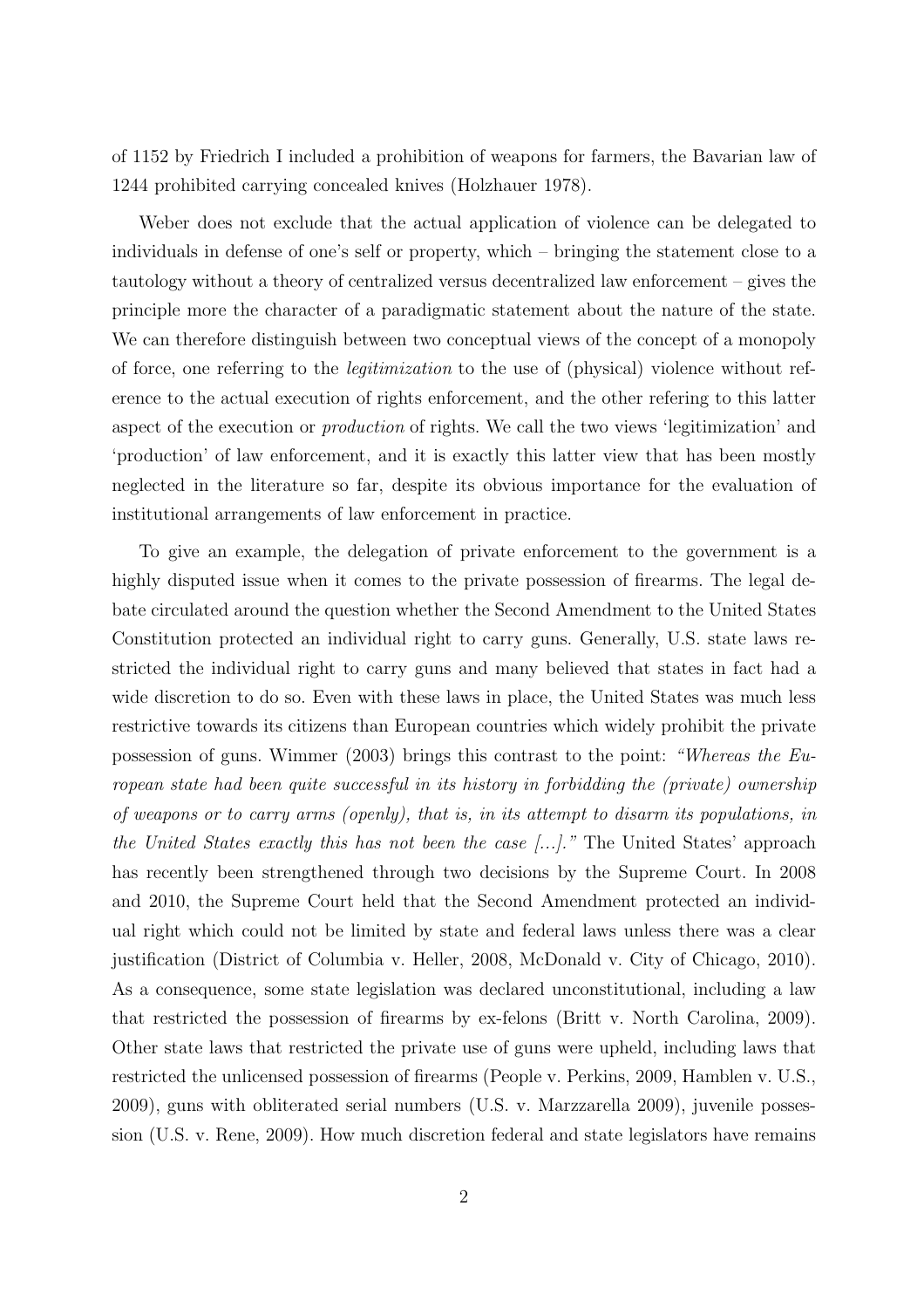of 1152 by Friedrich I included a prohibition of weapons for farmers, the Bavarian law of 1244 prohibited carrying concealed knives (Holzhauer 1978).

Weber does not exclude that the actual application of violence can be delegated to individuals in defense of one's self or property, which – bringing the statement close to a tautology without a theory of centralized versus decentralized law enforcement – gives the principle more the character of a paradigmatic statement about the nature of the state. We can therefore distinguish between two conceptual views of the concept of a monopoly of force, one referring to the *legitimization* to the use of (physical) violence without reference to the actual execution of rights enforcement, and the other refering to this latter aspect of the execution or *production* of rights. We call the two views 'legitimization' and 'production' of law enforcement, and it is exactly this latter view that has been mostly neglected in the literature so far, despite its obvious importance for the evaluation of institutional arrangements of law enforcement in practice.

To give an example, the delegation of private enforcement to the government is a highly disputed issue when it comes to the private possession of firearms. The legal debate circulated around the question whether the Second Amendment to the United States Constitution protected an individual right to carry guns. Generally, U.S. state laws restricted the individual right to carry guns and many believed that states in fact had a wide discretion to do so. Even with these laws in place, the United States was much less restrictive towards its citizens than European countries which widely prohibit the private possession of guns. Wimmer (2003) brings this contrast to the point: *"Whereas the European state had been quite successful in its history in forbidding the (private) ownership of weapons or to carry arms (openly), that is, in its attempt to disarm its populations, in the United States exactly this has not been the case [...]."* The United States' approach has recently been strengthened through two decisions by the Supreme Court. In 2008 and 2010, the Supreme Court held that the Second Amendment protected an individual right which could not be limited by state and federal laws unless there was a clear justification (District of Columbia v. Heller, 2008, McDonald v. City of Chicago, 2010). As a consequence, some state legislation was declared unconstitutional, including a law that restricted the possession of firearms by ex-felons (Britt v. North Carolina, 2009). Other state laws that restricted the private use of guns were upheld, including laws that restricted the unlicensed possession of firearms (People v. Perkins, 2009, Hamblen v. U.S., 2009), guns with obliterated serial numbers (U.S. v. Marzzarella 2009), juvenile possession (U.S. v. Rene, 2009). How much discretion federal and state legislators have remains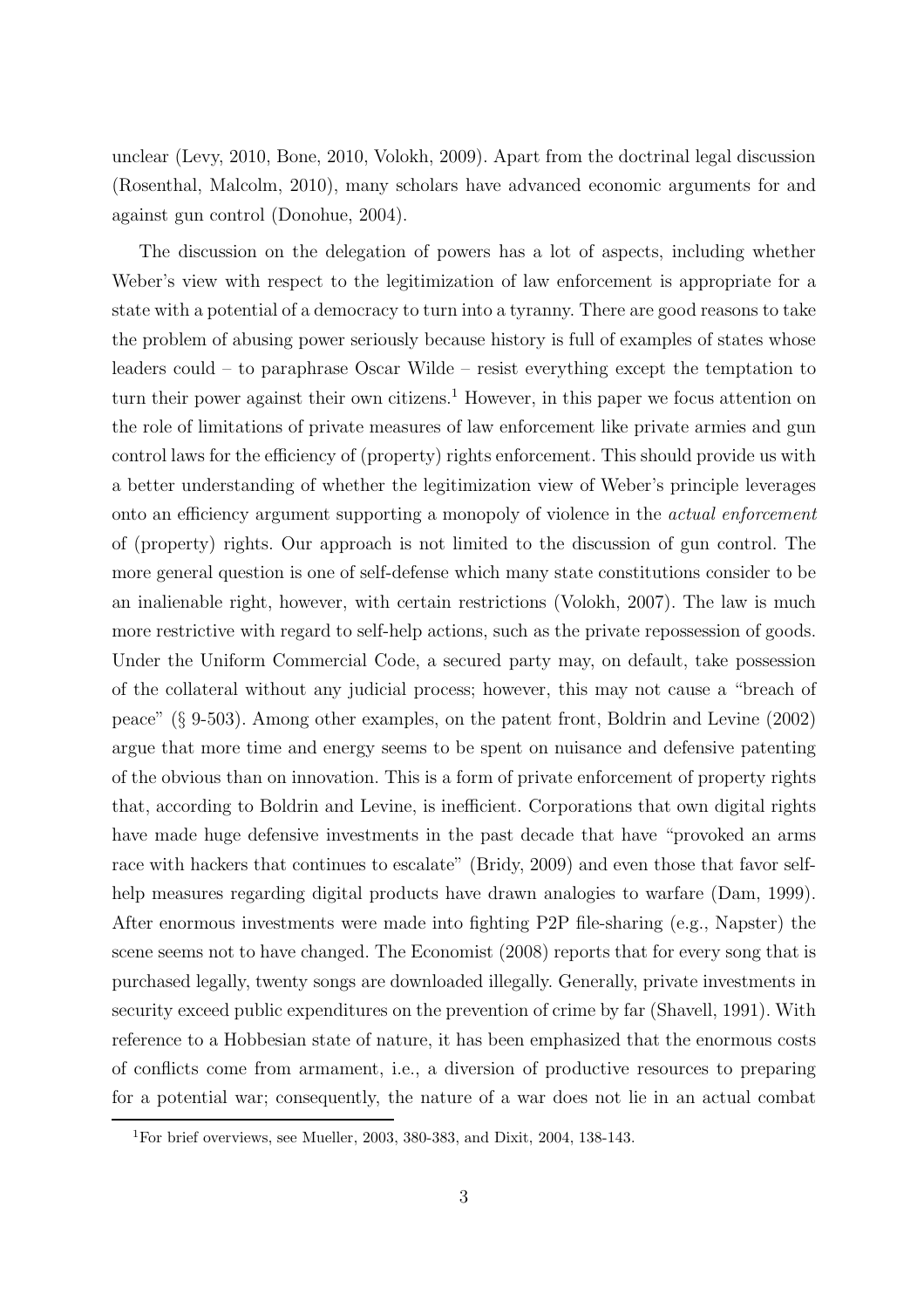unclear (Levy, 2010, Bone, 2010, Volokh, 2009). Apart from the doctrinal legal discussion (Rosenthal, Malcolm, 2010), many scholars have advanced economic arguments for and against gun control (Donohue, 2004).

The discussion on the delegation of powers has a lot of aspects, including whether Weber's view with respect to the legitimization of law enforcement is appropriate for a state with a potential of a democracy to turn into a tyranny. There are good reasons to take the problem of abusing power seriously because history is full of examples of states whose leaders could – to paraphrase Oscar Wilde – resist everything except the temptation to turn their power against their own citizens.[1] However, in this paper we focus attention on the role of limitations of private measures of law enforcement like private armies and gun control laws for the efficiency of (property) rights enforcement. This should provide us with a better understanding of whether the legitimization view of Weber's principle leverages onto an efficiency argument supporting a monopoly of violence in the *actual enforcement* of (property) rights. Our approach is not limited to the discussion of gun control. The more general question is one of self-defense which many state constitutions consider to be an inalienable right, however, with certain restrictions (Volokh, 2007). The law is much more restrictive with regard to self-help actions, such as the private repossession of goods. Under the Uniform Commercial Code, a secured party may, on default, take possession of the collateral without any judicial process; however, this may not cause a "breach of peace" (§ 9-503). Among other examples, on the patent front, Boldrin and Levine (2002) argue that more time and energy seems to be spent on nuisance and defensive patenting of the obvious than on innovation. This is a form of private enforcement of property rights that, according to Boldrin and Levine, is inefficient. Corporations that own digital rights have made huge defensive investments in the past decade that have "provoked an arms race with hackers that continues to escalate" (Bridy, 2009) and even those that favor self-help measures regarding digital products have drawn analogies to warfare (Dam, 1999). After enormous investments were made into fighting P2P file-sharing (e.g., Napster) the scene seems not to have changed. The Economist (2008) reports that for every song that is purchased legally, twenty songs are downloaded illegally. Generally, private investments in security exceed public expenditures on the prevention of crime by far (Shavell, 1991). With reference to a Hobbesian state of nature, it has been emphasized that the enormous costs of conflicts come from armament, i.e., a diversion of productive resources to preparing for a potential war; consequently, the nature of a war does not lie in an actual combat

[1] For brief overviews, see Mueller, 2003, 380-383, and Dixit, 2004, 138-143.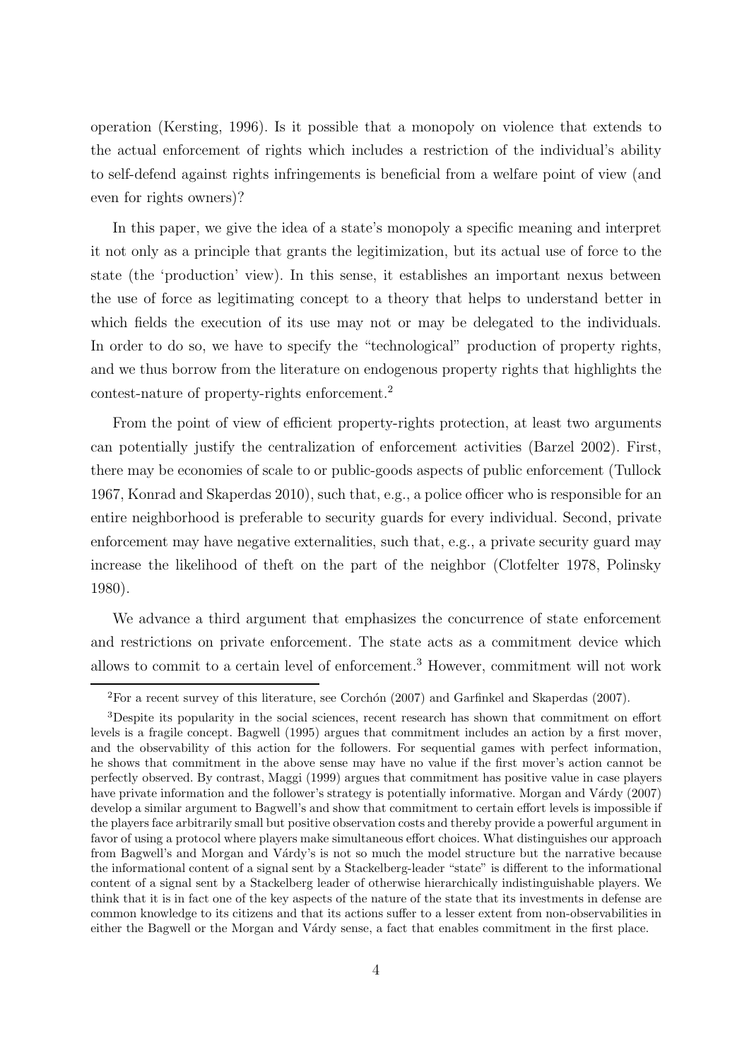operation (Kersting, 1996). Is it possible that a monopoly on violence that extends to the actual enforcement of rights which includes a restriction of the individual's ability to self-defend against rights infringements is beneficial from a welfare point of view (and even for rights owners)?

In this paper, we give the idea of a state's monopoly a specific meaning and interpret it not only as a principle that grants the legitimization, but its actual use of force to the state (the 'production' view). In this sense, it establishes an important nexus between the use of force as legitimating concept to a theory that helps to understand better in which fields the execution of its use may not or may be delegated to the individuals. In order to do so, we have to specify the "technological" production of property rights, and we thus borrow from the literature on endogenous property rights that highlights the contest-nature of property-rights enforcement.[2]

From the point of view of efficient property-rights protection, at least two arguments can potentially justify the centralization of enforcement activities (Barzel 2002). First, there may be economies of scale to or public-goods aspects of public enforcement (Tullock 1967, Konrad and Skaperdas 2010), such that, e.g., a police officer who is responsible for an entire neighborhood is preferable to security guards for every individual. Second, private enforcement may have negative externalities, such that, e.g., a private security guard may increase the likelihood of theft on the part of the neighbor (Clotfelter 1978, Polinsky 1980).

We advance a third argument that emphasizes the concurrence of state enforcement and restrictions on private enforcement. The state acts as a commitment device which allows to commit to a certain level of enforcement.[3] However, commitment will not work

[2]For a recent survey of this literature, see Corchón (2007) and Garfinkel and Skaperdas (2007).

[3]Despite its popularity in the social sciences, recent research has shown that commitment on effort levels is a fragile concept. Bagwell (1995) argues that commitment includes an action by a first mover, and the observability of this action for the followers. For sequential games with perfect information, he shows that commitment in the above sense may have no value if the first mover's action cannot be perfectly observed. By contrast, Maggi (1999) argues that commitment has positive value in case players have private information and the follower's strategy is potentially informative. Morgan and Várdy (2007) develop a similar argument to Bagwell's and show that commitment to certain effort levels is impossible if the players face arbitrarily small but positive observation costs and thereby provide a powerful argument in favor of using a protocol where players make simultaneous effort choices. What distinguishes our approach from Bagwell's and Morgan and Várdy's is not so much the model structure but the narrative because the informational content of a signal sent by a Stackelberg-leader "state" is different to the informational content of a signal sent by a Stackelberg leader of otherwise hierarchically indistinguishable players. We think that it is in fact one of the key aspects of the nature of the state that its investments in defense are common knowledge to its citizens and that its actions suffer to a lesser extent from non-observabilities in either the Bagwell or the Morgan and Várdy sense, a fact that enables commitment in the first place.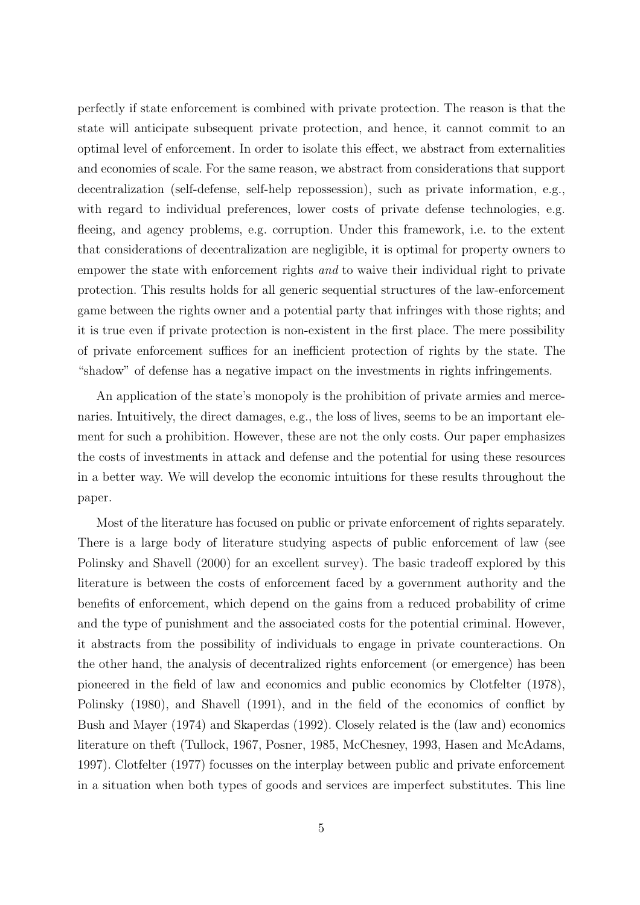perfectly if state enforcement is combined with private protection. The reason is that the state will anticipate subsequent private protection, and hence, it cannot commit to an optimal level of enforcement. In order to isolate this effect, we abstract from externalities and economies of scale. For the same reason, we abstract from considerations that support decentralization (self-defense, self-help repossession), such as private information, e.g., with regard to individual preferences, lower costs of private defense technologies, e.g. fleeing, and agency problems, e.g. corruption. Under this framework, i.e. to the extent that considerations of decentralization are negligible, it is optimal for property owners to empower the state with enforcement rights *and* to waive their individual right to private protection. This results holds for all generic sequential structures of the law-enforcement game between the rights owner and a potential party that infringes with those rights; and it is true even if private protection is non-existent in the first place. The mere possibility of private enforcement suffices for an inefficient protection of rights by the state. The "shadow" of defense has a negative impact on the investments in rights infringements.

An application of the state's monopoly is the prohibition of private armies and mercenaries. Intuitively, the direct damages, e.g., the loss of lives, seems to be an important element for such a prohibition. However, these are not the only costs. Our paper emphasizes the costs of investments in attack and defense and the potential for using these resources in a better way. We will develop the economic intuitions for these results throughout the paper.

Most of the literature has focused on public or private enforcement of rights separately. There is a large body of literature studying aspects of public enforcement of law (see Polinsky and Shavell (2000) for an excellent survey). The basic tradeoff explored by this literature is between the costs of enforcement faced by a government authority and the benefits of enforcement, which depend on the gains from a reduced probability of crime and the type of punishment and the associated costs for the potential criminal. However, it abstracts from the possibility of individuals to engage in private counteractions. On the other hand, the analysis of decentralized rights enforcement (or emergence) has been pioneered in the field of law and economics and public economics by Clotfelter (1978), Polinsky (1980), and Shavell (1991), and in the field of the economics of conflict by Bush and Mayer (1974) and Skaperdas (1992). Closely related is the (law and) economics literature on theft (Tullock, 1967, Posner, 1985, McChesney, 1993, Hasen and McAdams, 1997). Clotfelter (1977) focusses on the interplay between public and private enforcement in a situation when both types of goods and services are imperfect substitutes. This line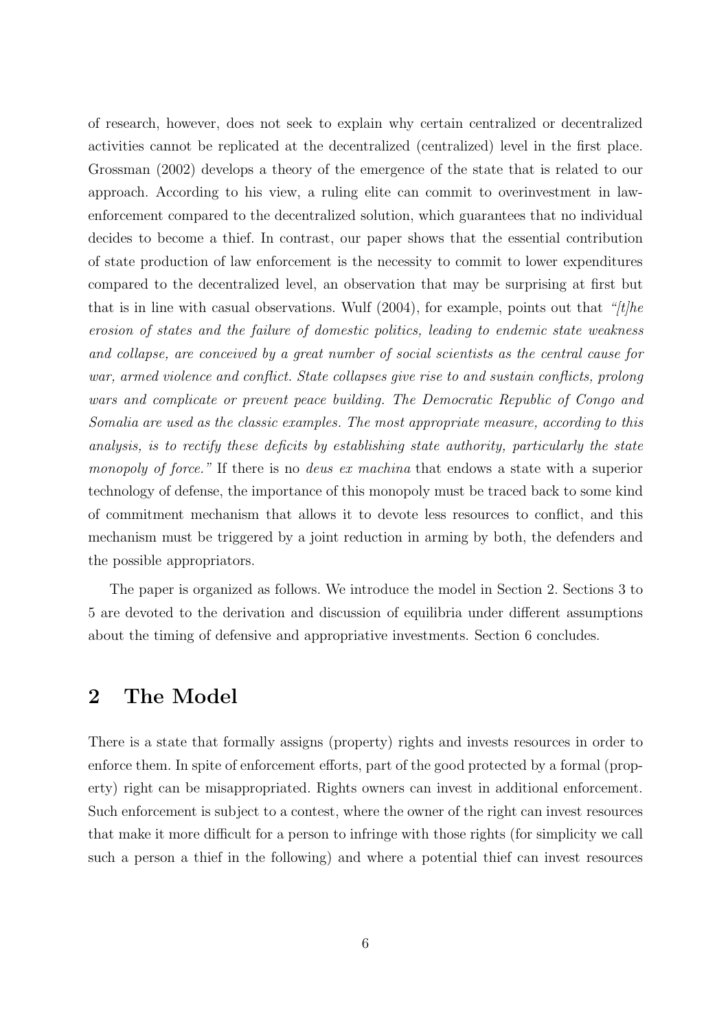of research, however, does not seek to explain why certain centralized or decentralized activities cannot be replicated at the decentralized (centralized) level in the first place. Grossman (2002) develops a theory of the emergence of the state that is related to our approach. According to his view, a ruling elite can commit to overinvestment in law-enforcement compared to the decentralized solution, which guarantees that no individual decides to become a thief. In contrast, our paper shows that the essential contribution of state production of law enforcement is the necessity to commit to lower expenditures compared to the decentralized level, an observation that may be surprising at first but that is in line with casual observations. Wulf (2004), for example, points out that *"[t]he erosion of states and the failure of domestic politics, leading to endemic state weakness and collapse, are conceived by a great number of social scientists as the central cause for war, armed violence and conflict. State collapses give rise to and sustain conflicts, prolong wars and complicate or prevent peace building. The Democratic Republic of Congo and Somalia are used as the classic examples. The most appropriate measure, according to this analysis, is to rectify these deficits by establishing state authority, particularly the state monopoly of force."* If there is no *deus ex machina* that endows a state with a superior technology of defense, the importance of this monopoly must be traced back to some kind of commitment mechanism that allows it to devote less resources to conflict, and this mechanism must be triggered by a joint reduction in arming by both, the defenders and the possible appropriators.

The paper is organized as follows. We introduce the model in Section 2. Sections 3 to 5 are devoted to the derivation and discussion of equilibria under different assumptions about the timing of defensive and appropriative investments. Section 6 concludes.

## 2 The Model

There is a state that formally assigns (property) rights and invests resources in order to enforce them. In spite of enforcement efforts, part of the good protected by a formal (property) right can be misappropriated. Rights owners can invest in additional enforcement. Such enforcement is subject to a contest, where the owner of the right can invest resources that make it more difficult for a person to infringe with those rights (for simplicity we call such a person a thief in the following) and where a potential thief can invest resources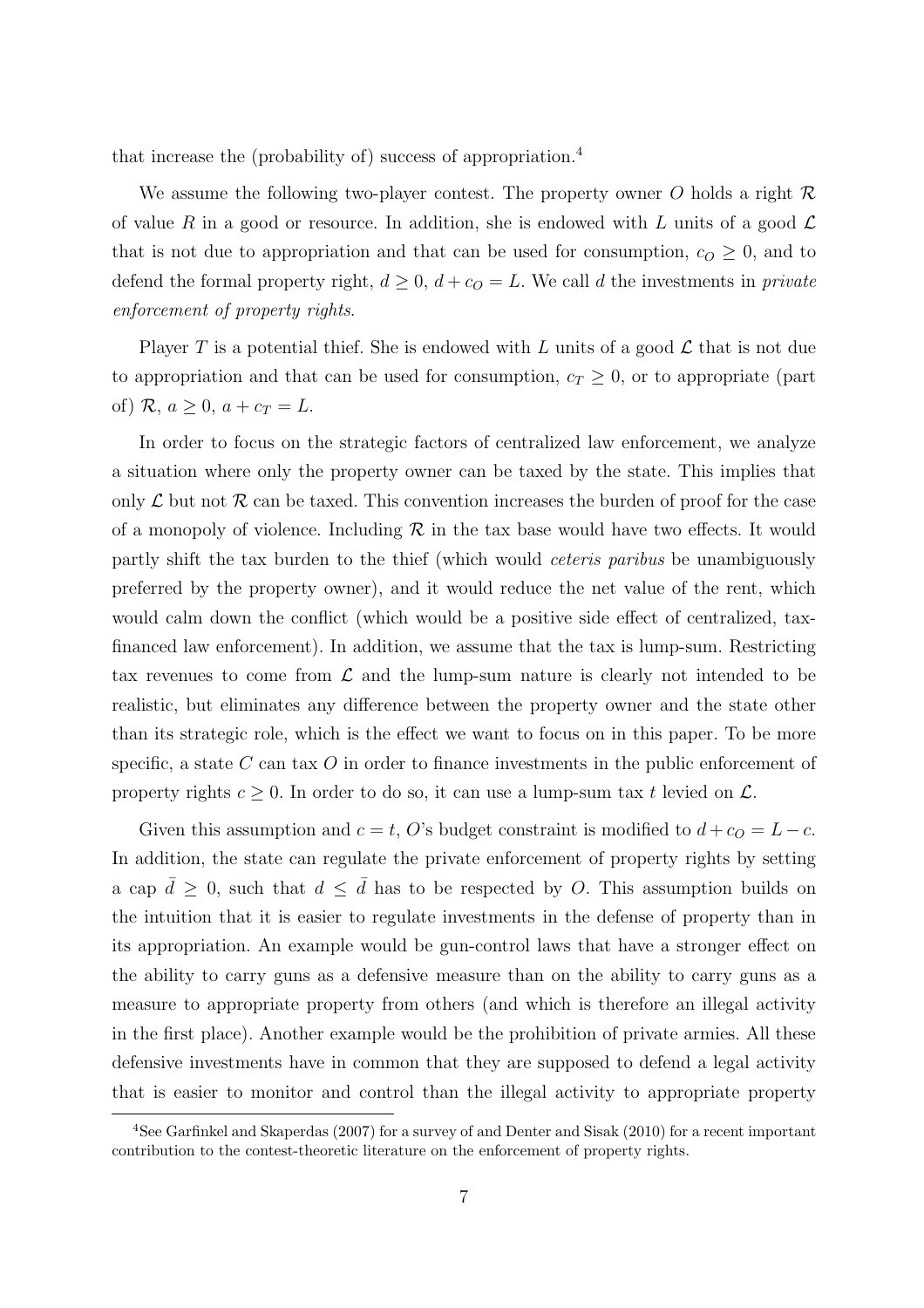that increase the (probability of) success of appropriation.[4]

We assume the following two-player contest. The property owner $O$ holds a right $\mathcal{R}$ of value $R$ in a good or resource. In addition, she is endowed with $L$ units of a good $\mathcal{L}$ that is not due to appropriation and that can be used for consumption, $c_O \geq 0$, and to defend the formal property right, $d \geq 0$, $d + c_O = L$. We call $d$ the investments in *private enforcement of property rights*.

Player $T$ is a potential thief. She is endowed with $L$ units of a good $\mathcal{L}$ that is not due to appropriation and that can be used for consumption, $c_T \geq 0$, or to appropriate (part of) $\mathcal{R}$, $a \geq 0$, $a + c_T = L$.

In order to focus on the strategic factors of centralized law enforcement, we analyze a situation where only the property owner can be taxed by the state. This implies that only $\mathcal{L}$ but not $\mathcal{R}$ can be taxed. This convention increases the burden of proof for the case of a monopoly of violence. Including $\mathcal{R}$ in the tax base would have two effects. It would partly shift the tax burden to the thief (which would *ceteris paribus* be unambiguously preferred by the property owner), and it would reduce the net value of the rent, which would calm down the conflict (which would be a positive side effect of centralized, tax-financed law enforcement). In addition, we assume that the tax is lump-sum. Restricting tax revenues to come from $\mathcal{L}$ and the lump-sum nature is clearly not intended to be realistic, but eliminates any difference between the property owner and the state other than its strategic role, which is the effect we want to focus on in this paper. To be more specific, a state $C$ can tax $O$ in order to finance investments in the public enforcement of property rights $c \geq 0$. In order to do so, it can use a lump-sum tax $t$ levied on $\mathcal{L}$.

Given this assumption and $c = t$, $O$'s budget constraint is modified to $d + c_O = L - c$. In addition, the state can regulate the private enforcement of property rights by setting a cap $\bar{d} \geq 0$, such that $d \leq \bar{d}$ has to be respected by $O$. This assumption builds on the intuition that it is easier to regulate investments in the defense of property than in its appropriation. An example would be gun-control laws that have a stronger effect on the ability to carry guns as a defensive measure than on the ability to carry guns as a measure to appropriate property from others (and which is therefore an illegal activity in the first place). Another example would be the prohibition of private armies. All these defensive investments have in common that they are supposed to defend a legal activity that is easier to monitor and control than the illegal activity to appropriate property

[4] See Garfinkel and Skaperdas (2007) for a survey of and Denter and Sisak (2010) for a recent important contribution to the contest-theoretic literature on the enforcement of property rights.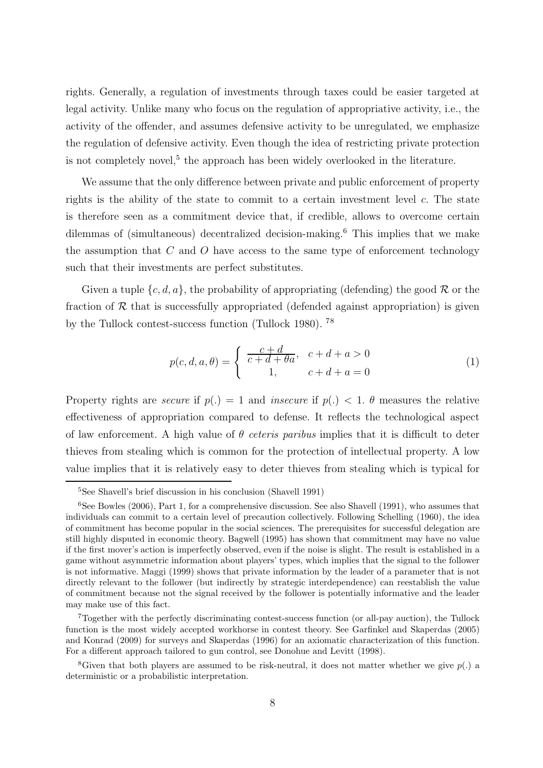rights. Generally, a regulation of investments through taxes could be easier targeted at legal activity. Unlike many who focus on the regulation of appropriative activity, i.e., the activity of the offender, and assumes defensive activity to be unregulated, we emphasize the regulation of defensive activity. Even though the idea of restricting private protection is not completely novel,[5] the approach has been widely overlooked in the literature.

We assume that the only difference between private and public enforcement of property rights is the ability of the state to commit to a certain investment level $c$. The state is therefore seen as a commitment device that, if credible, allows to overcome certain dilemmas of (simultaneous) decentralized decision-making.[6] This implies that we make the assumption that $C$ and $O$ have access to the same type of enforcement technology such that their investments are perfect substitutes.

Given a tuple $\{c, d, a\}$, the probability of appropriating (defending) the good $\mathcal{R}$ or the fraction of $\mathcal{R}$ that is successfully appropriated (defended against appropriation) is given by the Tullock contest-success function (Tullock 1980). [7][8]

$$p(c, d, a, \theta) = \begin{cases} \dfrac{c+d}{c+d+\theta a}, & c+d+a > 0 \\ 1, & c+d+a = 0 \end{cases} \tag{1}$$

Property rights are *secure* if $p(.) = 1$ and *insecure* if $p(.) < 1$. $\theta$ measures the relative effectiveness of appropriation compared to defense. It reflects the technological aspect of law enforcement. A high value of $\theta$ *ceteris paribus* implies that it is difficult to deter thieves from stealing which is common for the protection of intellectual property. A low value implies that it is relatively easy to deter thieves from stealing which is typical for

[5] See Shavell's brief discussion in his conclusion (Shavell 1991)

[6] See Bowles (2006), Part 1, for a comprehensive discussion. See also Shavell (1991), who assumes that individuals can commit to a certain level of precaution collectively. Following Schelling (1960), the idea of commitment has become popular in the social sciences. The prerequisites for successful delegation are still highly disputed in economic theory. Bagwell (1995) has shown that commitment may have no value if the first mover's action is imperfectly observed, even if the noise is slight. The result is established in a game without asymmetric information about players' types, which implies that the signal to the follower is not informative. Maggi (1999) shows that private information by the leader of a parameter that is not directly relevant to the follower (but indirectly by strategic interdependence) can reestablish the value of commitment because not the signal received by the follower is potentially informative and the leader may make use of this fact.

[7] Together with the perfectly discriminating contest-success function (or all-pay auction), the Tullock function is the most widely accepted workhorse in contest theory. See Garfinkel and Skaperdas (2005) and Konrad (2009) for surveys and Skaperdas (1996) for an axiomatic characterization of this function. For a different approach tailored to gun control, see Donohue and Levitt (1998).

[8] Given that both players are assumed to be risk-neutral, it does not matter whether we give $p(.)$ a deterministic or a probabilistic interpretation.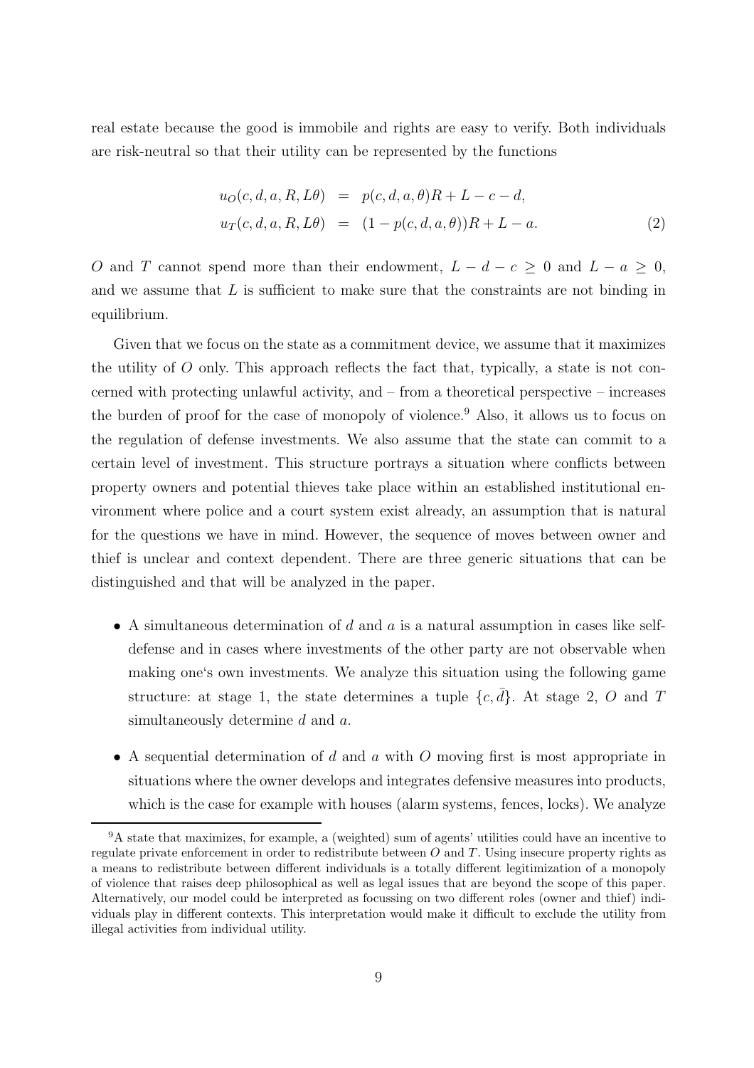real estate because the good is immobile and rights are easy to verify. Both individuals are risk-neutral so that their utility can be represented by the functions

$$
\begin{aligned}
u_O(c, d, a, R, L\theta) &= p(c, d, a, \theta)R + L - c - d, \\
u_T(c, d, a, R, L\theta) &= (1 - p(c, d, a, \theta))R + L - a.
\end{aligned} \tag{2}
$$

$O$ and $T$ cannot spend more than their endowment, $L - d - c \geq 0$ and $L - a \geq 0$, and we assume that $L$ is sufficient to make sure that the constraints are not binding in equilibrium.

Given that we focus on the state as a commitment device, we assume that it maximizes the utility of $O$ only. This approach reflects the fact that, typically, a state is not concerned with protecting unlawful activity, and – from a theoretical perspective – increases the burden of proof for the case of monopoly of violence.[9] Also, it allows us to focus on the regulation of defense investments. We also assume that the state can commit to a certain level of investment. This structure portrays a situation where conflicts between property owners and potential thieves take place within an established institutional environment where police and a court system exist already, an assumption that is natural for the questions we have in mind. However, the sequence of moves between owner and thief is unclear and context dependent. There are three generic situations that can be distinguished and that will be analyzed in the paper.

- A simultaneous determination of $d$ and $a$ is a natural assumption in cases like self-defense and in cases where investments of the other party are not observable when making one's own investments. We analyze this situation using the following game structure: at stage 1, the state determines a tuple $\{c, \bar{d}\}$. At stage 2, $O$ and $T$ simultaneously determine $d$ and $a$.
- A sequential determination of $d$ and $a$ with $O$ moving first is most appropriate in situations where the owner develops and integrates defensive measures into products, which is the case for example with houses (alarm systems, fences, locks). We analyze

[9] A state that maximizes, for example, a (weighted) sum of agents' utilities could have an incentive to regulate private enforcement in order to redistribute between $O$ and $T$. Using insecure property rights as a means to redistribute between different individuals is a totally different legitimization of a monopoly of violence that raises deep philosophical as well as legal issues that are beyond the scope of this paper. Alternatively, our model could be interpreted as focussing on two different roles (owner and thief) individuals play in different contexts. This interpretation would make it difficult to exclude the utility from illegal activities from individual utility.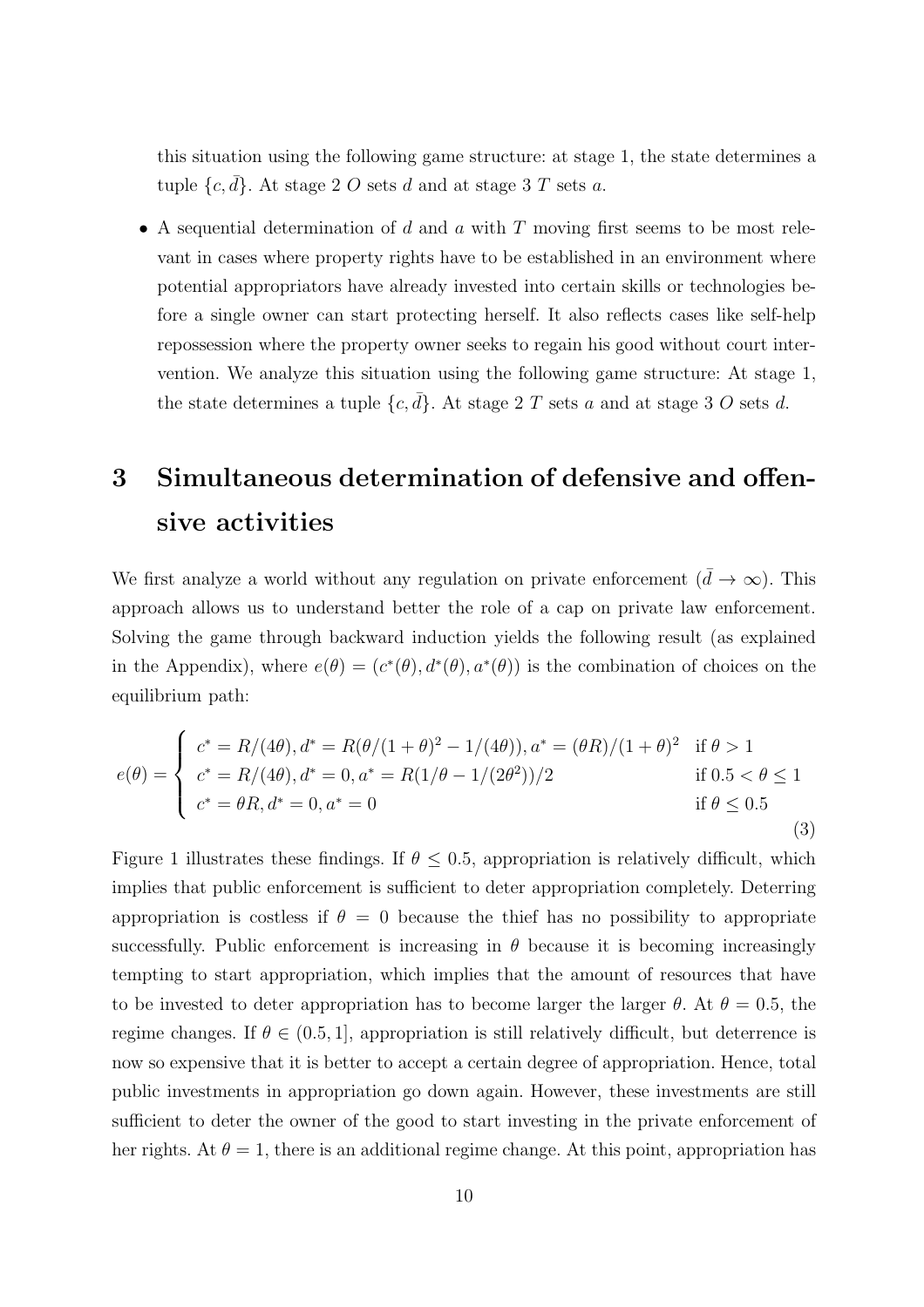this situation using the following game structure: at stage 1, the state determines a tuple $\{c, \bar{d}\}$. At stage 2 $O$ sets $d$ and at stage 3 $T$ sets $a$.

- A sequential determination of $d$ and $a$ with $T$ moving first seems to be most relevant in cases where property rights have to be established in an environment where potential appropriators have already invested into certain skills or technologies before a single owner can start protecting herself. It also reflects cases like self-help repossession where the property owner seeks to regain his good without court intervention. We analyze this situation using the following game structure: At stage 1, the state determines a tuple $\{c, \bar{d}\}$. At stage 2 $T$ sets $a$ and at stage 3 $O$ sets $d$.

# 3 Simultaneous determination of defensive and offensive activities

We first analyze a world without any regulation on private enforcement ($\bar{d} \to \infty$). This approach allows us to understand better the role of a cap on private law enforcement. Solving the game through backward induction yields the following result (as explained in the Appendix), where $e(\theta) = (c^*(\theta), d^*(\theta), a^*(\theta))$ is the combination of choices on the equilibrium path:

$$e(\theta) = \begin{cases} c^* = R/(4\theta), d^* = R(\theta/(1+\theta)^2 - 1/(4\theta)), a^* = (\theta R)/(1+\theta)^2 & \text{if } \theta > 1 \\ c^* = R/(4\theta), d^* = 0, a^* = R(1/\theta - 1/(2\theta^2))/2 & \text{if } 0.5 < \theta \leq 1 \\ c^* = \theta R, d^* = 0, a^* = 0 & \text{if } \theta \leq 0.5 \end{cases} \tag{3}$$

Figure 1 illustrates these findings. If $\theta \leq 0.5$, appropriation is relatively difficult, which implies that public enforcement is sufficient to deter appropriation completely. Deterring appropriation is costless if $\theta = 0$ because the thief has no possibility to appropriate successfully. Public enforcement is increasing in $\theta$ because it is becoming increasingly tempting to start appropriation, which implies that the amount of resources that have to be invested to deter appropriation has to become larger the larger $\theta$. At $\theta = 0.5$, the regime changes. If $\theta \in (0.5, 1]$, appropriation is still relatively difficult, but deterrence is now so expensive that it is better to accept a certain degree of appropriation. Hence, total public investments in appropriation go down again. However, these investments are still sufficient to deter the owner of the good to start investing in the private enforcement of her rights. At $\theta = 1$, there is an additional regime change. At this point, appropriation has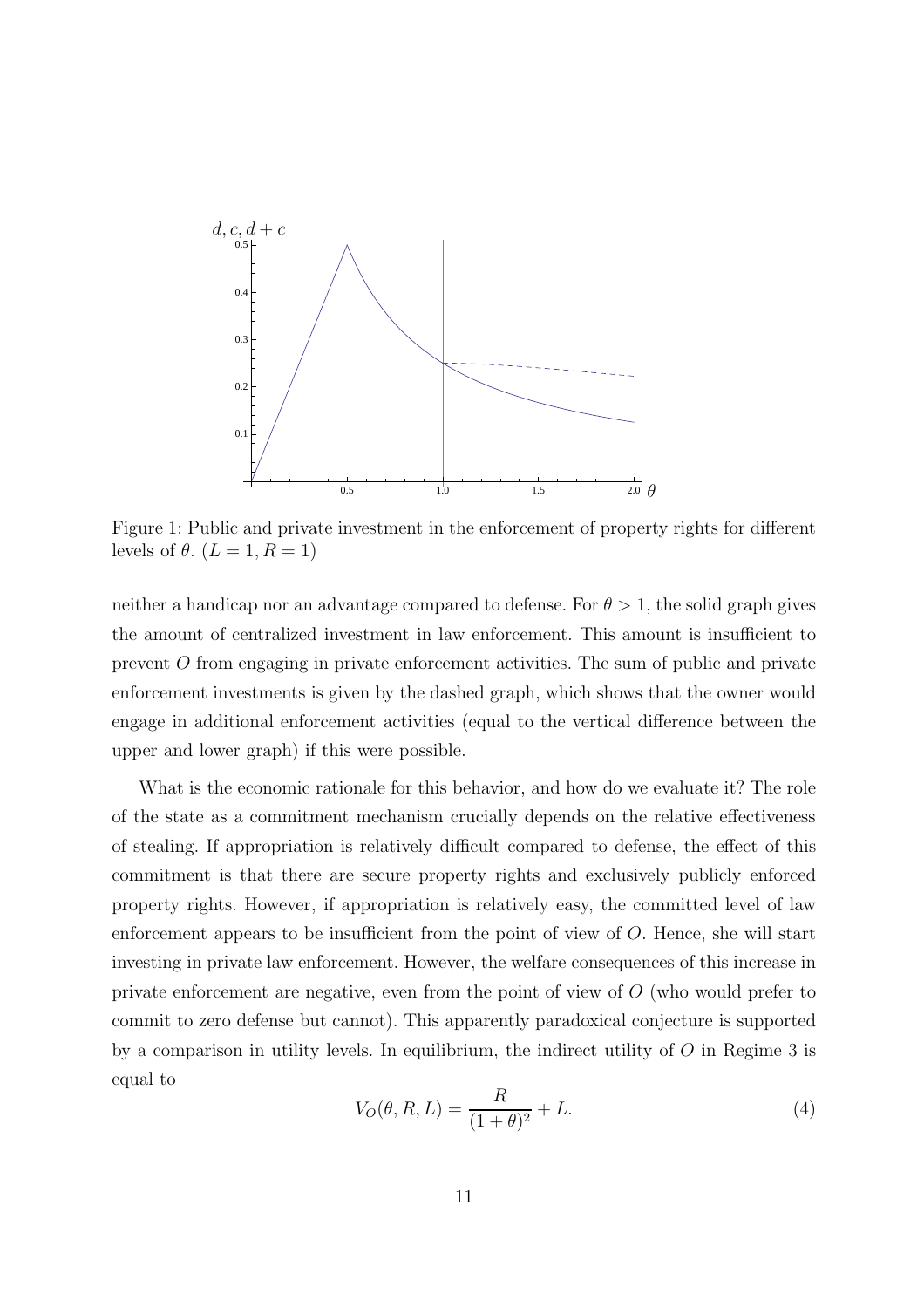Figure 1: Public and private investment in the enforcement of property rights for different levels of $\theta$. ($L = 1, R = 1$)

neither a handicap nor an advantage compared to defense. For $\theta > 1$, the solid graph gives the amount of centralized investment in law enforcement. This amount is insufficient to prevent $O$ from engaging in private enforcement activities. The sum of public and private enforcement investments is given by the dashed graph, which shows that the owner would engage in additional enforcement activities (equal to the vertical difference between the upper and lower graph) if this were possible.

What is the economic rationale for this behavior, and how do we evaluate it? The role of the state as a commitment mechanism crucially depends on the relative effectiveness of stealing. If appropriation is relatively difficult compared to defense, the effect of this commitment is that there are secure property rights and exclusively publicly enforced property rights. However, if appropriation is relatively easy, the committed level of law enforcement appears to be insufficient from the point of view of $O$. Hence, she will start investing in private law enforcement. However, the welfare consequences of this increase in private enforcement are negative, even from the point of view of $O$ (who would prefer to commit to zero defense but cannot). This apparently paradoxical conjecture is supported by a comparison in utility levels. In equilibrium, the indirect utility of $O$ in Regime 3 is equal to

$$V_O(\theta, R, L) = \frac{R}{(1+\theta)^2} + L. \tag{4}$$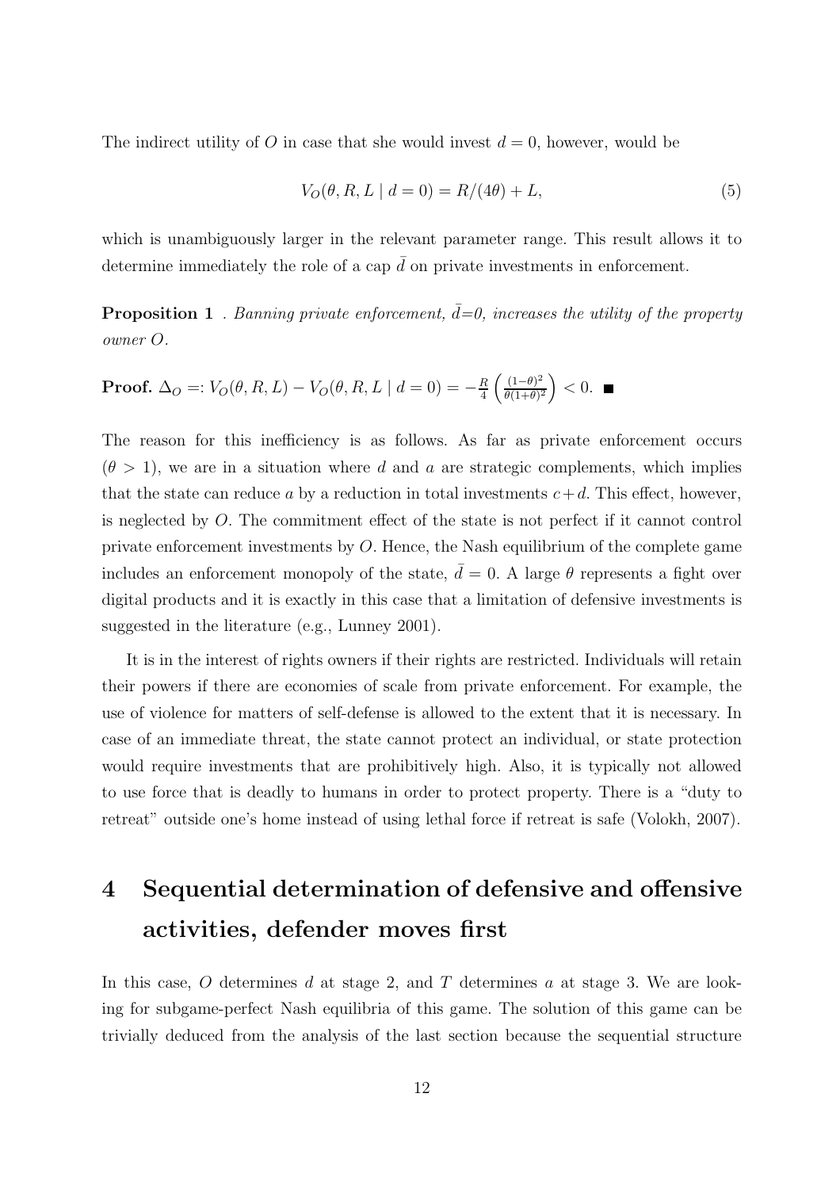The indirect utility of $O$ in case that she would invest $d = 0$, however, would be

$$V_O(\theta, R, L \mid d = 0) = R/(4\theta) + L, \tag{5}$$

which is unambiguously larger in the relevant parameter range. This result allows it to determine immediately the role of a cap $\bar{d}$ on private investments in enforcement.

**Proposition 1** . *Banning private enforcement, $\bar{d}$=0, increases the utility of the property owner $O$.*

**Proof.** $\Delta_O =: V_O(\theta, R, L) - V_O(\theta, R, L \mid d = 0) = -\frac{R}{4}\left(\frac{(1-\theta)^2}{\theta(1+\theta)^2}\right) < 0.$ ■

The reason for this inefficiency is as follows. As far as private enforcement occurs ($\theta > 1$), we are in a situation where $d$ and $a$ are strategic complements, which implies that the state can reduce $a$ by a reduction in total investments $c + d$. This effect, however, is neglected by $O$. The commitment effect of the state is not perfect if it cannot control private enforcement investments by $O$. Hence, the Nash equilibrium of the complete game includes an enforcement monopoly of the state, $\bar{d} = 0$. A large $\theta$ represents a fight over digital products and it is exactly in this case that a limitation of defensive investments is suggested in the literature (e.g., Lunney 2001).

It is in the interest of rights owners if their rights are restricted. Individuals will retain their powers if there are economies of scale from private enforcement. For example, the use of violence for matters of self-defense is allowed to the extent that it is necessary. In case of an immediate threat, the state cannot protect an individual, or state protection would require investments that are prohibitively high. Also, it is typically not allowed to use force that is deadly to humans in order to protect property. There is a "duty to retreat" outside one's home instead of using lethal force if retreat is safe (Volokh, 2007).

# 4 Sequential determination of defensive and offensive activities, defender moves first

In this case, $O$ determines $d$ at stage 2, and $T$ determines $a$ at stage 3. We are looking for subgame-perfect Nash equilibria of this game. The solution of this game can be trivially deduced from the analysis of the last section because the sequential structure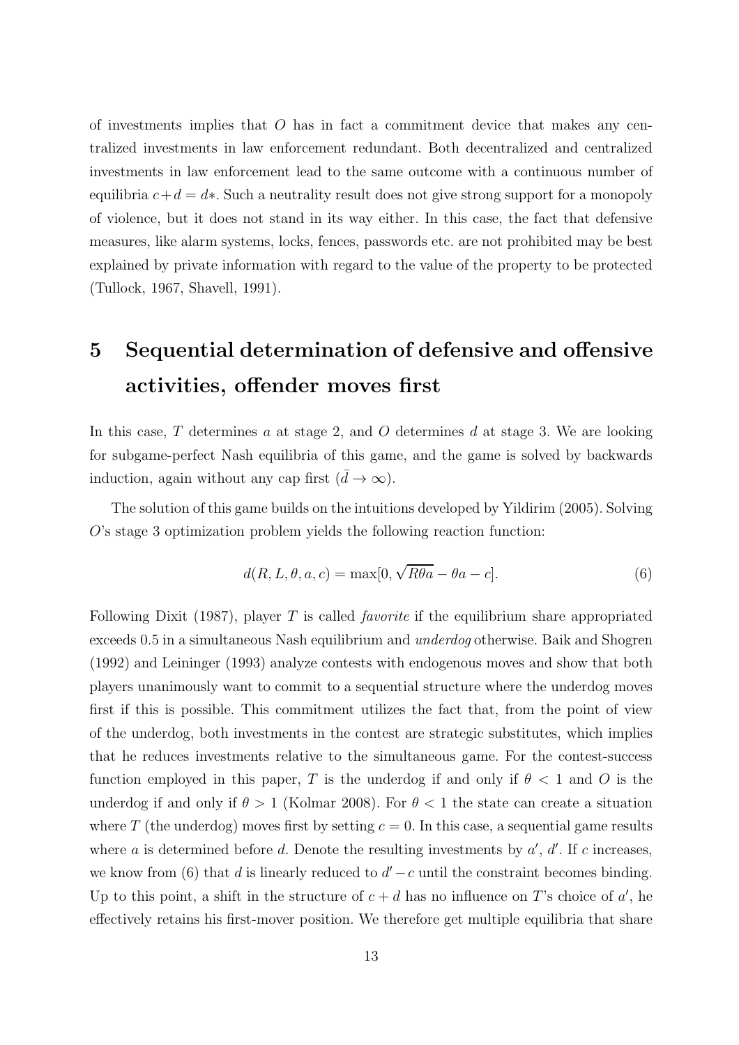of investments implies that $O$ has in fact a commitment device that makes any centralized investments in law enforcement redundant. Both decentralized and centralized investments in law enforcement lead to the same outcome with a continuous number of equilibria $c + d = d*$. Such a neutrality result does not give strong support for a monopoly of violence, but it does not stand in its way either. In this case, the fact that defensive measures, like alarm systems, locks, fences, passwords etc. are not prohibited may be best explained by private information with regard to the value of the property to be protected (Tullock, 1967, Shavell, 1991).

# 5 Sequential determination of defensive and offensive activities, offender moves first

In this case, $T$ determines $a$ at stage 2, and $O$ determines $d$ at stage 3. We are looking for subgame-perfect Nash equilibria of this game, and the game is solved by backwards induction, again without any cap first ($\bar{d} \to \infty$).

The solution of this game builds on the intuitions developed by Yildirim (2005). Solving $O$'s stage 3 optimization problem yields the following reaction function:

$$d(R, L, \theta, a, c) = \max[0, \sqrt{R\theta a} - \theta a - c]. \tag{6}$$

Following Dixit (1987), player $T$ is called *favorite* if the equilibrium share appropriated exceeds 0.5 in a simultaneous Nash equilibrium and *underdog* otherwise. Baik and Shogren (1992) and Leininger (1993) analyze contests with endogenous moves and show that both players unanimously want to commit to a sequential structure where the underdog moves first if this is possible. This commitment utilizes the fact that, from the point of view of the underdog, both investments in the contest are strategic substitutes, which implies that he reduces investments relative to the simultaneous game. For the contest-success function employed in this paper, $T$ is the underdog if and only if $\theta < 1$ and $O$ is the underdog if and only if $\theta > 1$ (Kolmar 2008). For $\theta < 1$ the state can create a situation where $T$ (the underdog) moves first by setting $c = 0$. In this case, a sequential game results where $a$ is determined before $d$. Denote the resulting investments by $a'$, $d'$. If $c$ increases, we know from (6) that $d$ is linearly reduced to $d' - c$ until the constraint becomes binding. Up to this point, a shift in the structure of $c + d$ has no influence on $T$'s choice of $a'$, he effectively retains his first-mover position. We therefore get multiple equilibria that share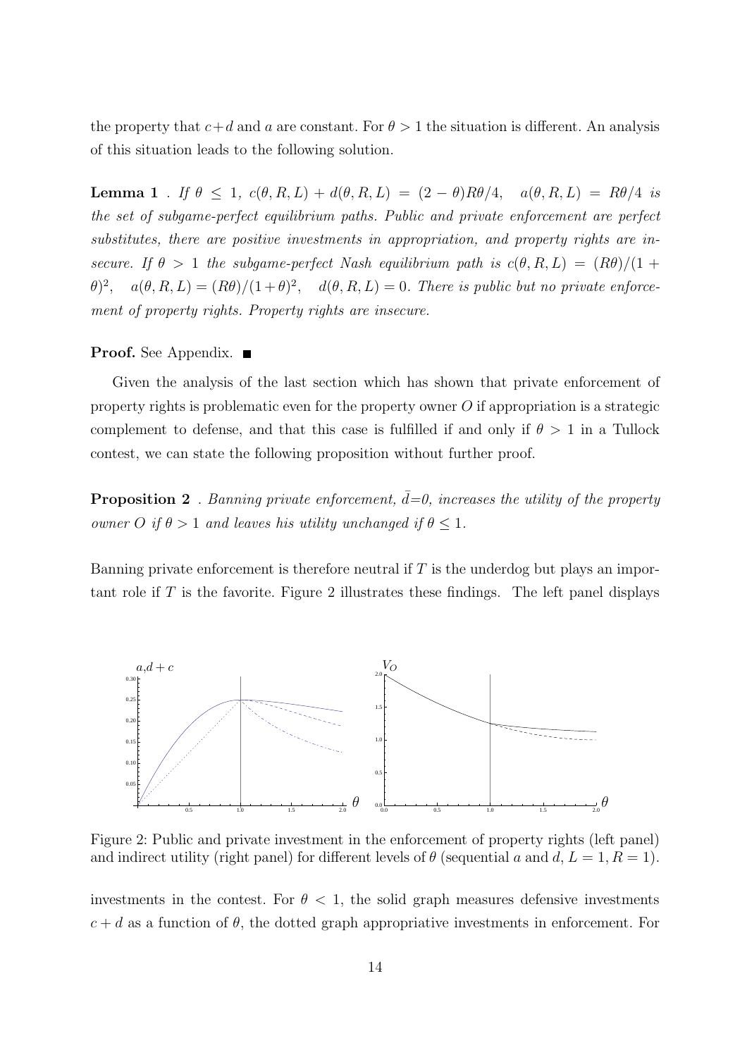the property that $c+d$ and $a$ are constant. For $\theta > 1$ the situation is different. An analysis of this situation leads to the following solution.

**Lemma 1** . *If $\theta \leq 1$, $c(\theta, R, L) + d(\theta, R, L) = (2-\theta)R\theta/4$, $\quad a(\theta, R, L) = R\theta/4$ is the set of subgame-perfect equilibrium paths. Public and private enforcement are perfect substitutes, there are positive investments in appropriation, and property rights are insecure. If $\theta > 1$ the subgame-perfect Nash equilibrium path is $c(\theta, R, L) = (R\theta)/(1+\theta)^2$, $\quad a(\theta, R, L) = (R\theta)/(1+\theta)^2$, $\quad d(\theta, R, L) = 0$. There is public but no private enforcement of property rights. Property rights are insecure.*

**Proof.** See Appendix. ∎

Given the analysis of the last section which has shown that private enforcement of property rights is problematic even for the property owner $O$ if appropriation is a strategic complement to defense, and that this case is fulfilled if and only if $\theta > 1$ in a Tullock contest, we can state the following proposition without further proof.

**Proposition 2** . *Banning private enforcement, $\bar{d}$=0, increases the utility of the property owner $O$ if $\theta > 1$ and leaves his utility unchanged if $\theta \leq 1$.*

Banning private enforcement is therefore neutral if $T$ is the underdog but plays an important role if $T$ is the favorite. Figure 2 illustrates these findings. The left panel displays

Figure 2: Public and private investment in the enforcement of property rights (left panel) and indirect utility (right panel) for different levels of $\theta$ (sequential $a$ and $d$, $L = 1, R = 1$).

investments in the contest. For $\theta < 1$, the solid graph measures defensive investments $c + d$ as a function of $\theta$, the dotted graph appropriative investments in enforcement. For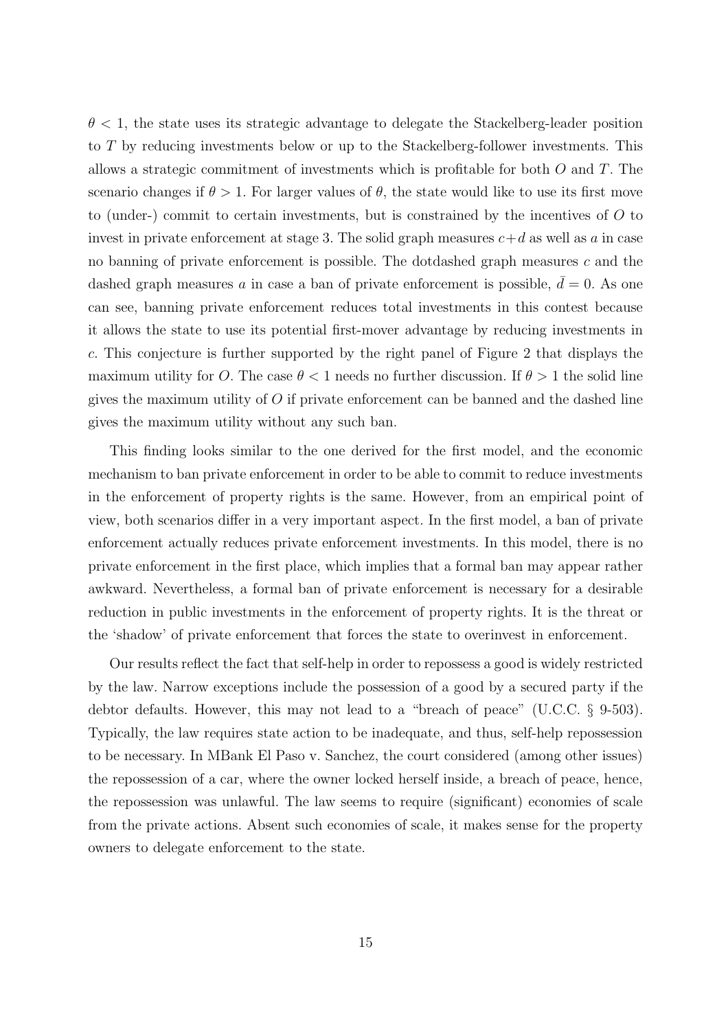$\theta < 1$, the state uses its strategic advantage to delegate the Stackelberg-leader position to $T$ by reducing investments below or up to the Stackelberg-follower investments. This allows a strategic commitment of investments which is profitable for both $O$ and $T$. The scenario changes if $\theta > 1$. For larger values of $\theta$, the state would like to use its first move to (under-) commit to certain investments, but is constrained by the incentives of $O$ to invest in private enforcement at stage 3. The solid graph measures $c+d$ as well as $a$ in case no banning of private enforcement is possible. The dotdashed graph measures $c$ and the dashed graph measures $a$ in case a ban of private enforcement is possible, $\bar{d} = 0$. As one can see, banning private enforcement reduces total investments in this contest because it allows the state to use its potential first-mover advantage by reducing investments in $c$. This conjecture is further supported by the right panel of Figure 2 that displays the maximum utility for $O$. The case $\theta < 1$ needs no further discussion. If $\theta > 1$ the solid line gives the maximum utility of $O$ if private enforcement can be banned and the dashed line gives the maximum utility without any such ban.

This finding looks similar to the one derived for the first model, and the economic mechanism to ban private enforcement in order to be able to commit to reduce investments in the enforcement of property rights is the same. However, from an empirical point of view, both scenarios differ in a very important aspect. In the first model, a ban of private enforcement actually reduces private enforcement investments. In this model, there is no private enforcement in the first place, which implies that a formal ban may appear rather awkward. Nevertheless, a formal ban of private enforcement is necessary for a desirable reduction in public investments in the enforcement of property rights. It is the threat or the 'shadow' of private enforcement that forces the state to overinvest in enforcement.

Our results reflect the fact that self-help in order to repossess a good is widely restricted by the law. Narrow exceptions include the possession of a good by a secured party if the debtor defaults. However, this may not lead to a "breach of peace" (U.C.C. § 9-503). Typically, the law requires state action to be inadequate, and thus, self-help repossession to be necessary. In MBank El Paso v. Sanchez, the court considered (among other issues) the repossession of a car, where the owner locked herself inside, a breach of peace, hence, the repossession was unlawful. The law seems to require (significant) economies of scale from the private actions. Absent such economies of scale, it makes sense for the property owners to delegate enforcement to the state.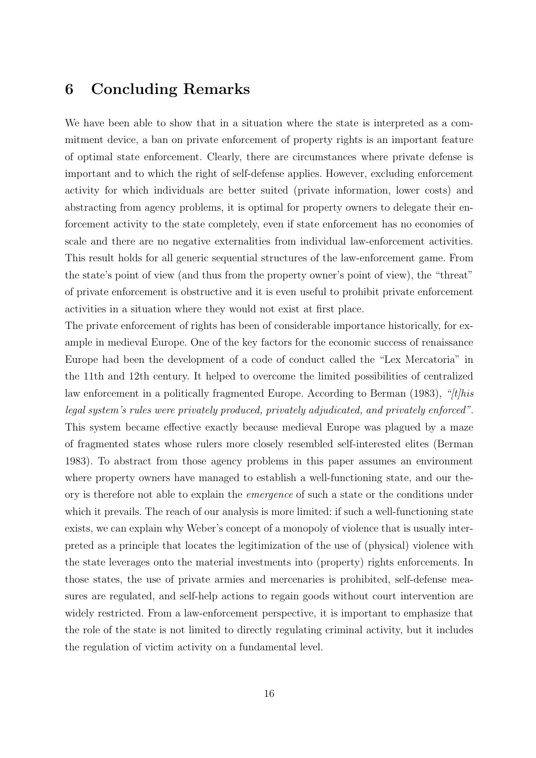## 6 Concluding Remarks

We have been able to show that in a situation where the state is interpreted as a commitment device, a ban on private enforcement of property rights is an important feature of optimal state enforcement. Clearly, there are circumstances where private defense is important and to which the right of self-defense applies. However, excluding enforcement activity for which individuals are better suited (private information, lower costs) and abstracting from agency problems, it is optimal for property owners to delegate their enforcement activity to the state completely, even if state enforcement has no economies of scale and there are no negative externalities from individual law-enforcement activities. This result holds for all generic sequential structures of the law-enforcement game. From the state's point of view (and thus from the property owner's point of view), the "threat" of private enforcement is obstructive and it is even useful to prohibit private enforcement activities in a situation where they would not exist at first place.

The private enforcement of rights has been of considerable importance historically, for example in medieval Europe. One of the key factors for the economic success of renaissance Europe had been the development of a code of conduct called the "Lex Mercatoria" in the 11th and 12th century. It helped to overcome the limited possibilities of centralized law enforcement in a politically fragmented Europe. According to Berman (1983), *"[t]his legal system's rules were privately produced, privately adjudicated, and privately enforced"*. This system became effective exactly because medieval Europe was plagued by a maze of fragmented states whose rulers more closely resembled self-interested elites (Berman 1983). To abstract from those agency problems in this paper assumes an environment where property owners have managed to establish a well-functioning state, and our theory is therefore not able to explain the *emergence* of such a state or the conditions under which it prevails. The reach of our analysis is more limited: if such a well-functioning state exists, we can explain why Weber's concept of a monopoly of violence that is usually interpreted as a principle that locates the legitimization of the use of (physical) violence with the state leverages onto the material investments into (property) rights enforcements. In those states, the use of private armies and mercenaries is prohibited, self-defense measures are regulated, and self-help actions to regain goods without court intervention are widely restricted. From a law-enforcement perspective, it is important to emphasize that the role of the state is not limited to directly regulating criminal activity, but it includes the regulation of victim activity on a fundamental level.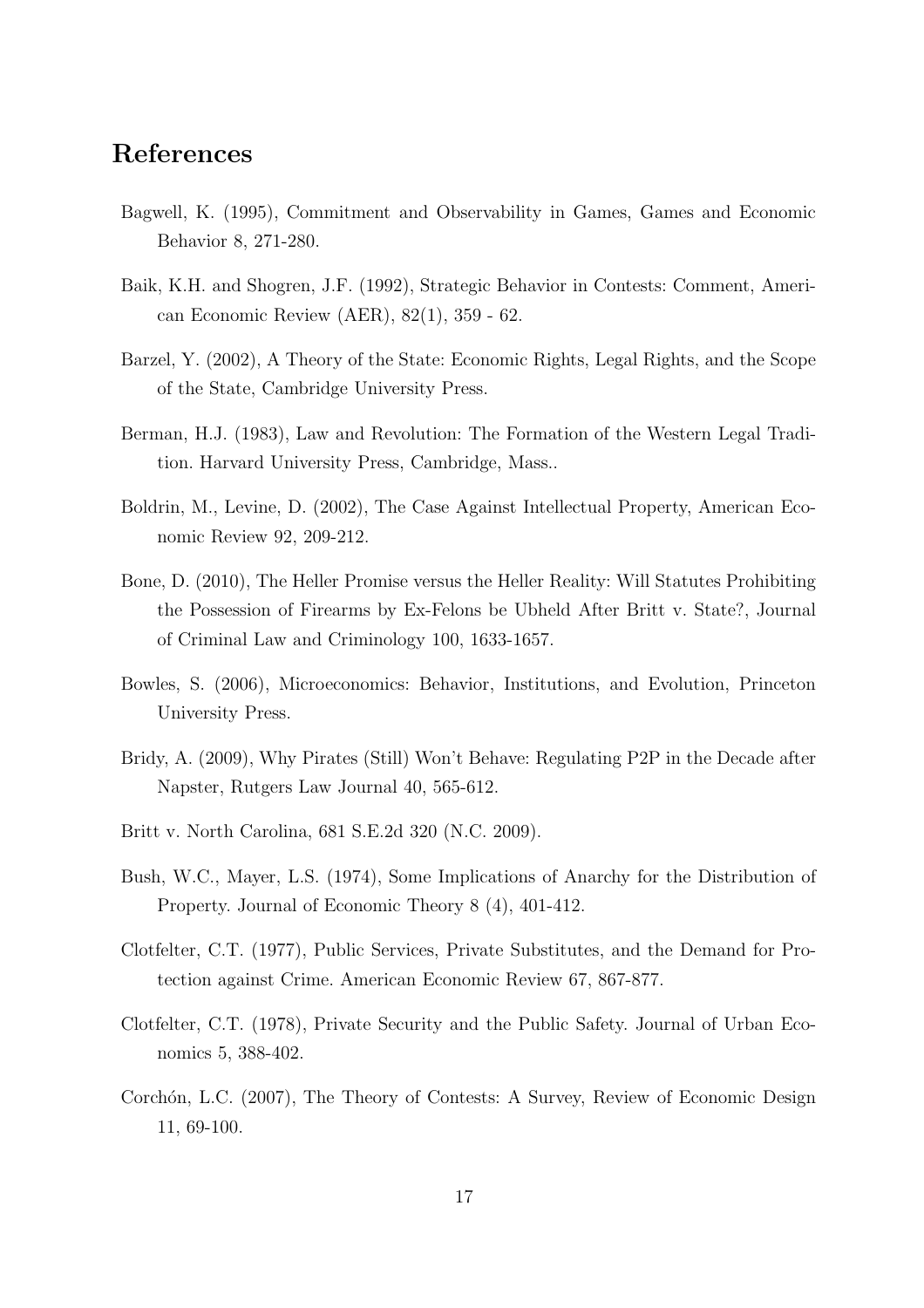# References

Bagwell, K. (1995), Commitment and Observability in Games, Games and Economic Behavior 8, 271-280.

Baik, K.H. and Shogren, J.F. (1992), Strategic Behavior in Contests: Comment, American Economic Review (AER), 82(1), 359 - 62.

Barzel, Y. (2002), A Theory of the State: Economic Rights, Legal Rights, and the Scope of the State, Cambridge University Press.

Berman, H.J. (1983), Law and Revolution: The Formation of the Western Legal Tradition. Harvard University Press, Cambridge, Mass..

Boldrin, M., Levine, D. (2002), The Case Against Intellectual Property, American Economic Review 92, 209-212.

Bone, D. (2010), The Heller Promise versus the Heller Reality: Will Statutes Prohibiting the Possession of Firearms by Ex-Felons be Ubheld After Britt v. State?, Journal of Criminal Law and Criminology 100, 1633-1657.

Bowles, S. (2006), Microeconomics: Behavior, Institutions, and Evolution, Princeton University Press.

Bridy, A. (2009), Why Pirates (Still) Won't Behave: Regulating P2P in the Decade after Napster, Rutgers Law Journal 40, 565-612.

Britt v. North Carolina, 681 S.E.2d 320 (N.C. 2009).

Bush, W.C., Mayer, L.S. (1974), Some Implications of Anarchy for the Distribution of Property. Journal of Economic Theory 8 (4), 401-412.

Clotfelter, C.T. (1977), Public Services, Private Substitutes, and the Demand for Protection against Crime. American Economic Review 67, 867-877.

Clotfelter, C.T. (1978), Private Security and the Public Safety. Journal of Urban Economics 5, 388-402.

Corchón, L.C. (2007), The Theory of Contests: A Survey, Review of Economic Design 11, 69-100.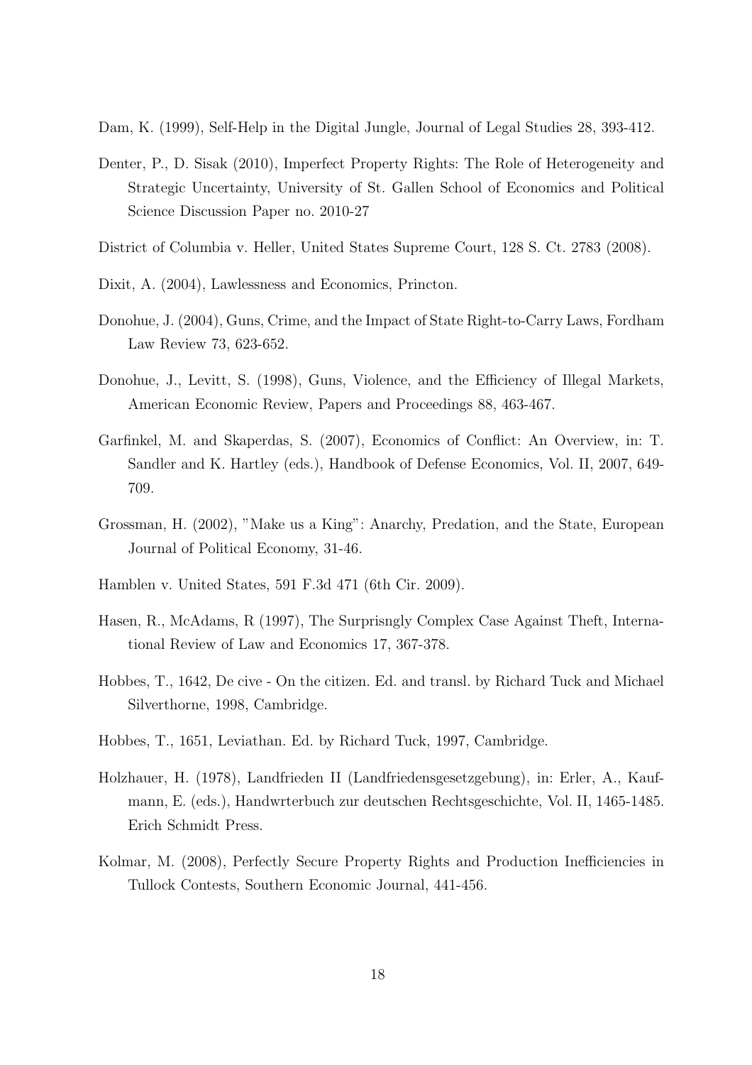Dam, K. (1999), Self-Help in the Digital Jungle, Journal of Legal Studies 28, 393-412.

Denter, P., D. Sisak (2010), Imperfect Property Rights: The Role of Heterogeneity and Strategic Uncertainty, University of St. Gallen School of Economics and Political Science Discussion Paper no. 2010-27

District of Columbia v. Heller, United States Supreme Court, 128 S. Ct. 2783 (2008).

Dixit, A. (2004), Lawlessness and Economics, Princton.

Donohue, J. (2004), Guns, Crime, and the Impact of State Right-to-Carry Laws, Fordham Law Review 73, 623-652.

Donohue, J., Levitt, S. (1998), Guns, Violence, and the Efficiency of Illegal Markets, American Economic Review, Papers and Proceedings 88, 463-467.

Garfinkel, M. and Skaperdas, S. (2007), Economics of Conflict: An Overview, in: T. Sandler and K. Hartley (eds.), Handbook of Defense Economics, Vol. II, 2007, 649-709.

Grossman, H. (2002), "Make us a King": Anarchy, Predation, and the State, European Journal of Political Economy, 31-46.

Hamblen v. United States, 591 F.3d 471 (6th Cir. 2009).

Hasen, R., McAdams, R (1997), The Surprisngly Complex Case Against Theft, International Review of Law and Economics 17, 367-378.

Hobbes, T., 1642, De cive - On the citizen. Ed. and transl. by Richard Tuck and Michael Silverthorne, 1998, Cambridge.

Hobbes, T., 1651, Leviathan. Ed. by Richard Tuck, 1997, Cambridge.

Holzhauer, H. (1978), Landfrieden II (Landfriedensgesetzgebung), in: Erler, A., Kaufmann, E. (eds.), Handwrterbuch zur deutschen Rechtsgeschichte, Vol. II, 1465-1485. Erich Schmidt Press.

Kolmar, M. (2008), Perfectly Secure Property Rights and Production Inefficiencies in Tullock Contests, Southern Economic Journal, 441-456.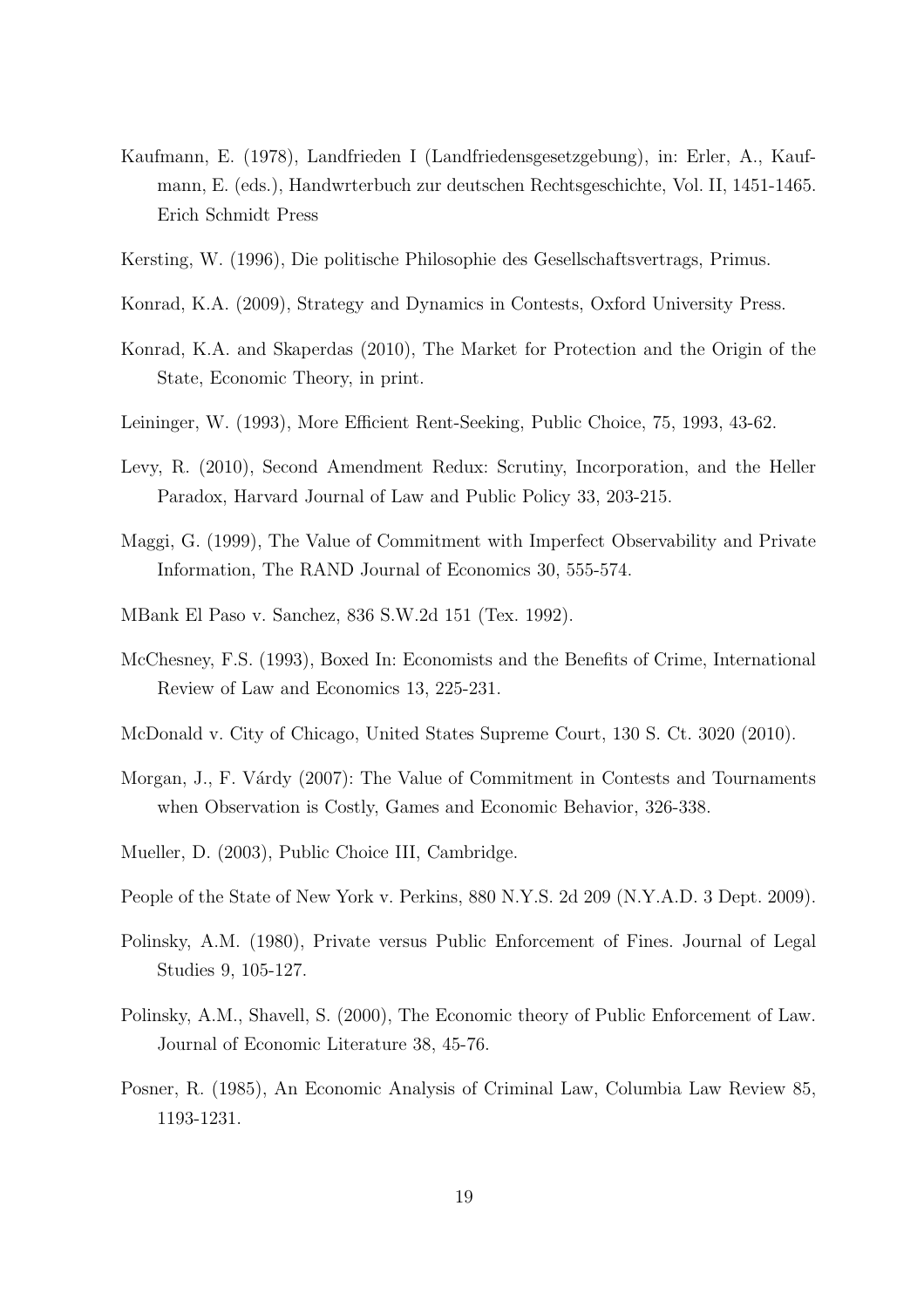Kaufmann, E. (1978), Landfrieden I (Landfriedensgesetzgebung), in: Erler, A., Kaufmann, E. (eds.), Handwrterbuch zur deutschen Rechtsgeschichte, Vol. II, 1451-1465. Erich Schmidt Press

Kersting, W. (1996), Die politische Philosophie des Gesellschaftsvertrags, Primus.

Konrad, K.A. (2009), Strategy and Dynamics in Contests, Oxford University Press.

Konrad, K.A. and Skaperdas (2010), The Market for Protection and the Origin of the State, Economic Theory, in print.

Leininger, W. (1993), More Efficient Rent-Seeking, Public Choice, 75, 1993, 43-62.

Levy, R. (2010), Second Amendment Redux: Scrutiny, Incorporation, and the Heller Paradox, Harvard Journal of Law and Public Policy 33, 203-215.

Maggi, G. (1999), The Value of Commitment with Imperfect Observability and Private Information, The RAND Journal of Economics 30, 555-574.

MBank El Paso v. Sanchez, 836 S.W.2d 151 (Tex. 1992).

McChesney, F.S. (1993), Boxed In: Economists and the Benefits of Crime, International Review of Law and Economics 13, 225-231.

McDonald v. City of Chicago, United States Supreme Court, 130 S. Ct. 3020 (2010).

Morgan, J., F. Várdy (2007): The Value of Commitment in Contests and Tournaments when Observation is Costly, Games and Economic Behavior, 326-338.

Mueller, D. (2003), Public Choice III, Cambridge.

People of the State of New York v. Perkins, 880 N.Y.S. 2d 209 (N.Y.A.D. 3 Dept. 2009).

Polinsky, A.M. (1980), Private versus Public Enforcement of Fines. Journal of Legal Studies 9, 105-127.

Polinsky, A.M., Shavell, S. (2000), The Economic theory of Public Enforcement of Law. Journal of Economic Literature 38, 45-76.

Posner, R. (1985), An Economic Analysis of Criminal Law, Columbia Law Review 85, 1193-1231.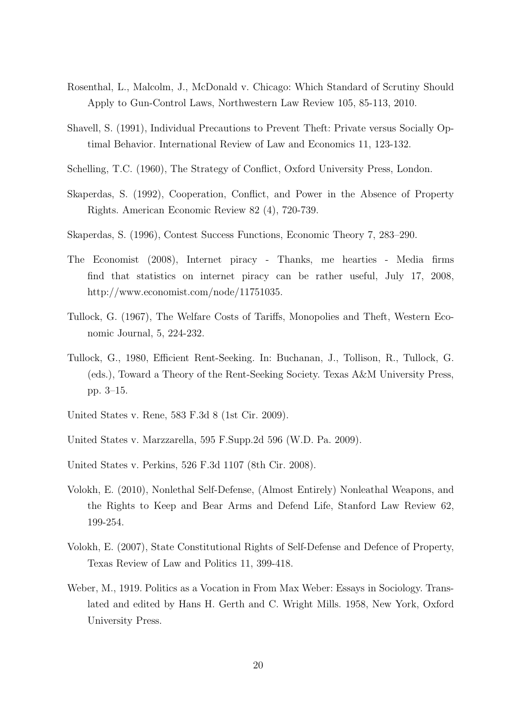Rosenthal, L., Malcolm, J., McDonald v. Chicago: Which Standard of Scrutiny Should Apply to Gun-Control Laws, Northwestern Law Review 105, 85-113, 2010.

Shavell, S. (1991), Individual Precautions to Prevent Theft: Private versus Socially Optimal Behavior. International Review of Law and Economics 11, 123-132.

Schelling, T.C. (1960), The Strategy of Conflict, Oxford University Press, London.

Skaperdas, S. (1992), Cooperation, Conflict, and Power in the Absence of Property Rights. American Economic Review 82 (4), 720-739.

Skaperdas, S. (1996), Contest Success Functions, Economic Theory 7, 283–290.

The Economist (2008), Internet piracy - Thanks, me hearties - Media firms find that statistics on internet piracy can be rather useful, July 17, 2008, http://www.economist.com/node/11751035.

Tullock, G. (1967), The Welfare Costs of Tariffs, Monopolies and Theft, Western Economic Journal, 5, 224-232.

Tullock, G., 1980, Efficient Rent-Seeking. In: Buchanan, J., Tollison, R., Tullock, G. (eds.), Toward a Theory of the Rent-Seeking Society. Texas A&M University Press, pp. 3–15.

United States v. Rene, 583 F.3d 8 (1st Cir. 2009).

United States v. Marzzarella, 595 F.Supp.2d 596 (W.D. Pa. 2009).

United States v. Perkins, 526 F.3d 1107 (8th Cir. 2008).

Volokh, E. (2010), Nonlethal Self-Defense, (Almost Entirely) Nonleathal Weapons, and the Rights to Keep and Bear Arms and Defend Life, Stanford Law Review 62, 199-254.

Volokh, E. (2007), State Constitutional Rights of Self-Defense and Defence of Property, Texas Review of Law and Politics 11, 399-418.

Weber, M., 1919. Politics as a Vocation in From Max Weber: Essays in Sociology. Translated and edited by Hans H. Gerth and C. Wright Mills. 1958, New York, Oxford University Press.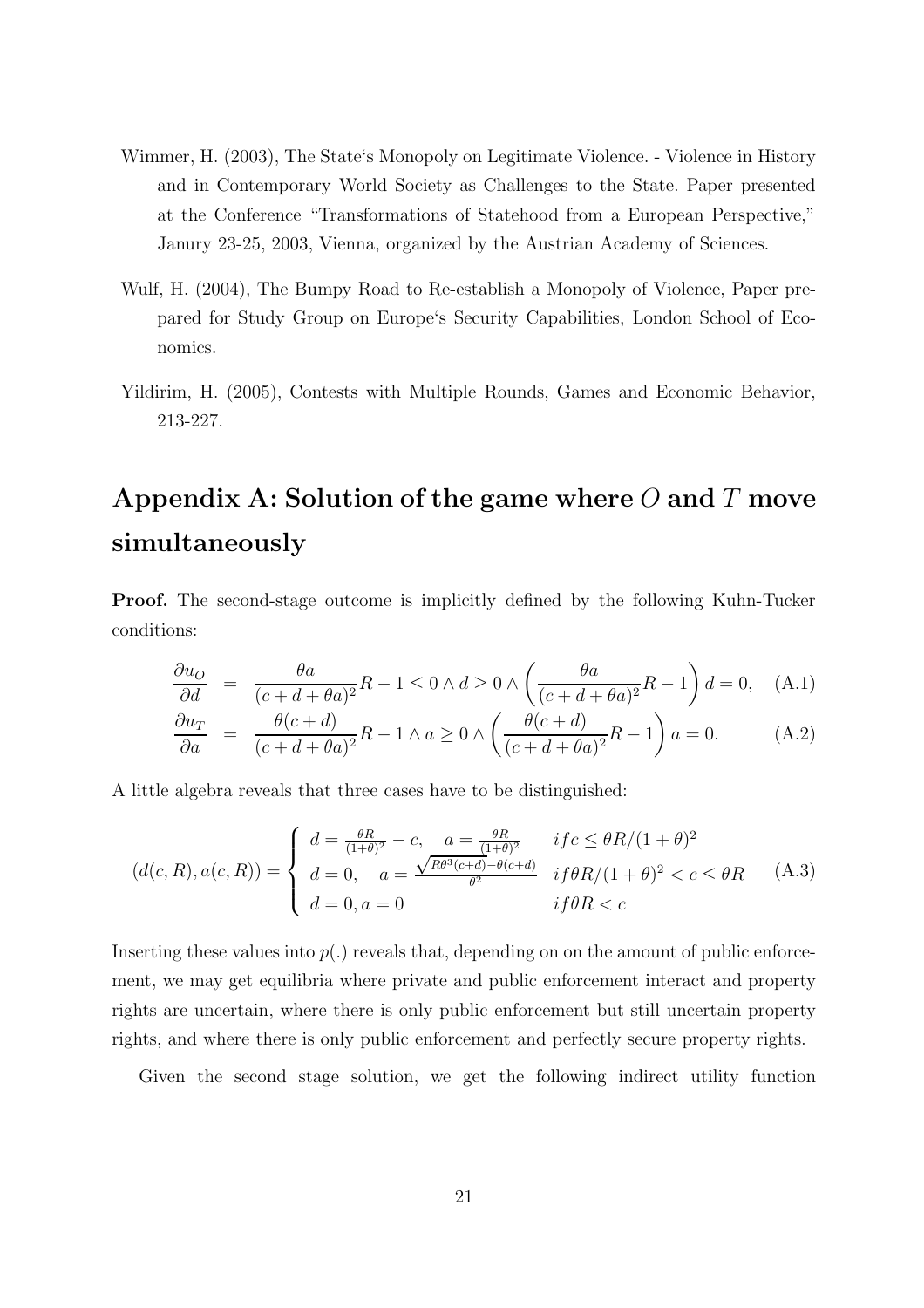Wimmer, H. (2003), The State's Monopoly on Legitimate Violence. - Violence in History and in Contemporary World Society as Challenges to the State. Paper presented at the Conference "Transformations of Statehood from a European Perspective," Janury 23-25, 2003, Vienna, organized by the Austrian Academy of Sciences.

Wulf, H. (2004), The Bumpy Road to Re-establish a Monopoly of Violence, Paper prepared for Study Group on Europe's Security Capabilities, London School of Economics.

Yildirim, H. (2005), Contests with Multiple Rounds, Games and Economic Behavior, 213-227.

# Appendix A: Solution of the game where $O$ and $T$ move simultaneously

**Proof.** The second-stage outcome is implicitly defined by the following Kuhn-Tucker conditions:

$$\frac{\partial u_O}{\partial d} = \frac{\theta a}{(c+d+\theta a)^2}R - 1 \leq 0 \wedge d \geq 0 \wedge \left(\frac{\theta a}{(c+d+\theta a)^2}R - 1\right) d = 0, \quad \text{(A.1)}$$

$$\frac{\partial u_T}{\partial a} = \frac{\theta(c+d)}{(c+d+\theta a)^2}R - 1 \wedge a \geq 0 \wedge \left(\frac{\theta(c+d)}{(c+d+\theta a)^2}R - 1\right) a = 0. \quad \text{(A.2)}$$

A little algebra reveals that three cases have to be distinguished:

$$(d(c,R), a(c,R)) = \begin{cases} d = \frac{\theta R}{(1+\theta)^2} - c, \quad a = \frac{\theta R}{(1+\theta)^2} & if c \leq \theta R/(1+\theta)^2 \\ d = 0, \quad a = \frac{\sqrt{R\theta^3(c+d)} - \theta(c+d)}{\theta^2} & if \theta R/(1+\theta)^2 < c \leq \theta R \\ d = 0, a = 0 & if \theta R < c \end{cases} \quad \text{(A.3)}$$

Inserting these values into $p(.)$ reveals that, depending on on the amount of public enforcement, we may get equilibria where private and public enforcement interact and property rights are uncertain, where there is only public enforcement but still uncertain property rights, and where there is only public enforcement and perfectly secure property rights.

Given the second stage solution, we get the following indirect utility function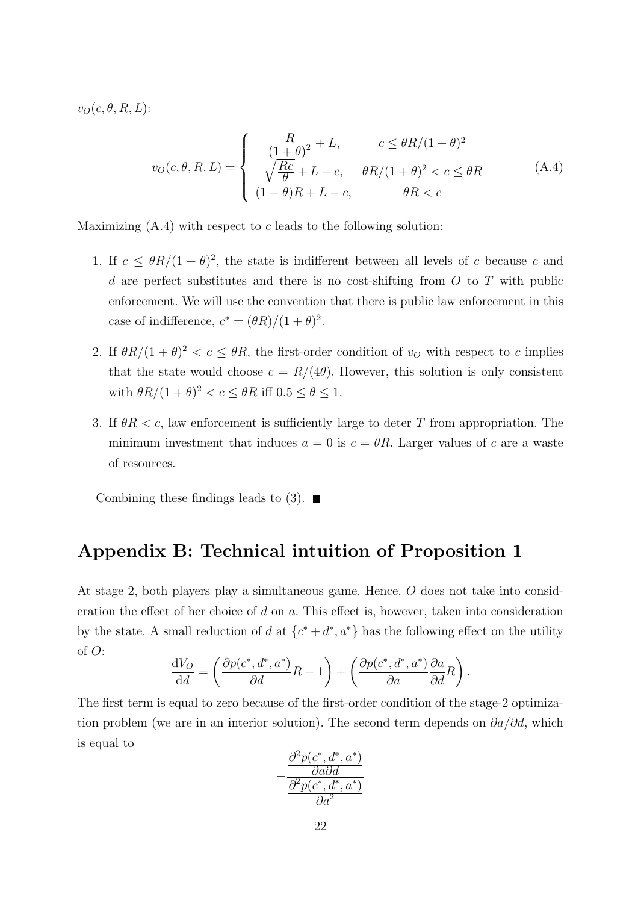$v_O(c, \theta, R, L)$:

$$
v_O(c, \theta, R, L) = \begin{cases} \dfrac{R}{(1+\theta)^2} + L, & c \leq \theta R/(1+\theta)^2 \\ \sqrt{\dfrac{Rc}{\theta}} + L - c, & \theta R/(1+\theta)^2 < c \leq \theta R \\ (1-\theta)R + L - c, & \theta R < c \end{cases} \tag{A.4}
$$

Maximizing (A.4) with respect to $c$ leads to the following solution:

1. If $c \leq \theta R/(1+\theta)^2$, the state is indifferent between all levels of $c$ because $c$ and $d$ are perfect substitutes and there is no cost-shifting from $O$ to $T$ with public enforcement. We will use the convention that there is public law enforcement in this case of indifference, $c^* = (\theta R)/(1+\theta)^2$.

2. If $\theta R/(1+\theta)^2 < c \leq \theta R$, the first-order condition of $v_O$ with respect to $c$ implies that the state would choose $c = R/(4\theta)$. However, this solution is only consistent with $\theta R/(1+\theta)^2 < c \leq \theta R$ iff $0.5 \leq \theta \leq 1$.

3. If $\theta R < c$, law enforcement is sufficiently large to deter $T$ from appropriation. The minimum investment that induces $a = 0$ is $c = \theta R$. Larger values of $c$ are a waste of resources.

Combining these findings leads to (3). ■

## Appendix B: Technical intuition of Proposition 1

At stage 2, both players play a simultaneous game. Hence, $O$ does not take into consideration the effect of her choice of $d$ on $a$. This effect is, however, taken into consideration by the state. A small reduction of $d$ at $\{c^* + d^*, a^*\}$ has the following effect on the utility of $O$:

$$
\frac{\mathrm{d}V_O}{\mathrm{d}d} = \left( \frac{\partial p(c^*, d^*, a^*)}{\partial d} R - 1 \right) + \left( \frac{\partial p(c^*, d^*, a^*)}{\partial a} \frac{\partial a}{\partial d} R \right).
$$

The first term is equal to zero because of the first-order condition of the stage-2 optimization problem (we are in an interior solution). The second term depends on $\partial a/\partial d$, which is equal to

$$
-\frac{\dfrac{\partial^2 p(c^*, d^*, a^*)}{\partial a \partial d}}{\dfrac{\partial^2 p(c^*, d^*, a^*)}{\partial a^2}}
$$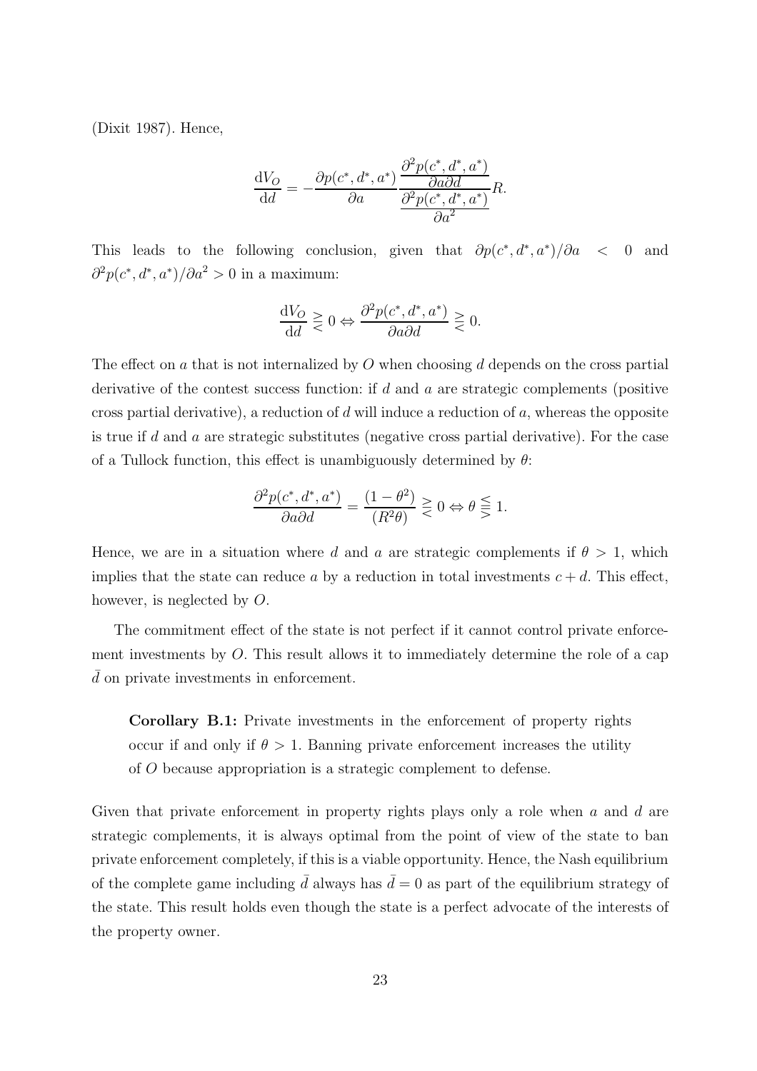(Dixit 1987). Hence,

$$\frac{\mathrm{d}V_O}{\mathrm{d}d} = -\frac{\partial p(c^*, d^*, a^*)}{\partial a} \frac{\dfrac{\partial^2 p(c^*, d^*, a^*)}{\partial a \partial d}}{\dfrac{\partial^2 p(c^*, d^*, a^*)}{\partial a^2}} R.$$

This leads to the following conclusion, given that $\partial p(c^*, d^*, a^*)/\partial a < 0$ and $\partial^2 p(c^*, d^*, a^*)/\partial a^2 > 0$ in a maximum:

$$\frac{\mathrm{d}V_O}{\mathrm{d}d} \gtreqless 0 \Leftrightarrow \frac{\partial^2 p(c^*, d^*, a^*)}{\partial a \partial d} \gtreqless 0.$$

The effect on $a$ that is not internalized by $O$ when choosing $d$ depends on the cross partial derivative of the contest success function: if $d$ and $a$ are strategic complements (positive cross partial derivative), a reduction of $d$ will induce a reduction of $a$, whereas the opposite is true if $d$ and $a$ are strategic substitutes (negative cross partial derivative). For the case of a Tullock function, this effect is unambiguously determined by $\theta$:

$$\frac{\partial^2 p(c^*, d^*, a^*)}{\partial a \partial d} = \frac{(1-\theta^2)}{(R^2 \theta)} \gtreqless 0 \Leftrightarrow \theta \lesseqgtr 1.$$

Hence, we are in a situation where $d$ and $a$ are strategic complements if $\theta > 1$, which implies that the state can reduce $a$ by a reduction in total investments $c + d$. This effect, however, is neglected by $O$.

The commitment effect of the state is not perfect if it cannot control private enforcement investments by $O$. This result allows it to immediately determine the role of a cap $\bar{d}$ on private investments in enforcement.

> **Corollary B.1:** Private investments in the enforcement of property rights occur if and only if $\theta > 1$. Banning private enforcement increases the utility of $O$ because appropriation is a strategic complement to defense.

Given that private enforcement in property rights plays only a role when $a$ and $d$ are strategic complements, it is always optimal from the point of view of the state to ban private enforcement completely, if this is a viable opportunity. Hence, the Nash equilibrium of the complete game including $\bar{d}$ always has $\bar{d} = 0$ as part of the equilibrium strategy of the state. This result holds even though the state is a perfect advocate of the interests of the property owner.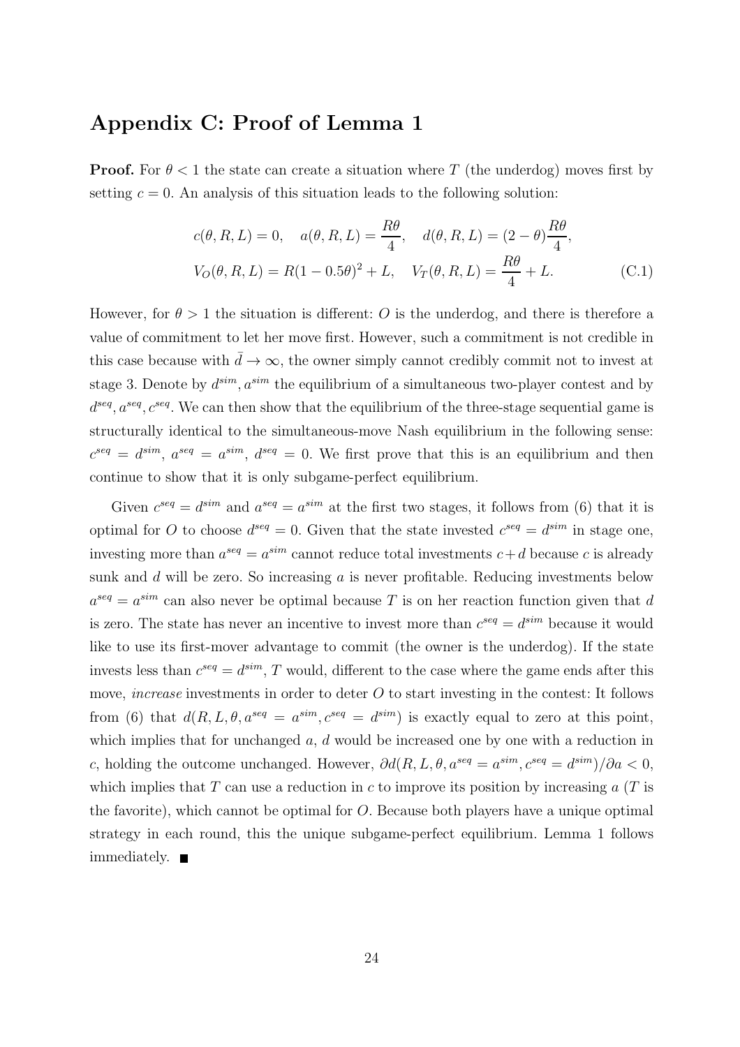## Appendix C: Proof of Lemma 1

**Proof.** For $\theta < 1$ the state can create a situation where $T$ (the underdog) moves first by setting $c = 0$. An analysis of this situation leads to the following solution:

$$c(\theta, R, L) = 0, \quad a(\theta, R, L) = \frac{R\theta}{4}, \quad d(\theta, R, L) = (2 - \theta)\frac{R\theta}{4},$$
$$V_O(\theta, R, L) = R(1 - 0.5\theta)^2 + L, \quad V_T(\theta, R, L) = \frac{R\theta}{4} + L. \tag{C.1}$$

However, for $\theta > 1$ the situation is different: $O$ is the underdog, and there is therefore a value of commitment to let her move first. However, such a commitment is not credible in this case because with $\bar{d} \to \infty$, the owner simply cannot credibly commit not to invest at stage 3. Denote by $d^{sim}, a^{sim}$ the equilibrium of a simultaneous two-player contest and by $d^{seq}, a^{seq}, c^{seq}$. We can then show that the equilibrium of the three-stage sequential game is structurally identical to the simultaneous-move Nash equilibrium in the following sense: $c^{seq} = d^{sim}$, $a^{seq} = a^{sim}$, $d^{seq} = 0$. We first prove that this is an equilibrium and then continue to show that it is only subgame-perfect equilibrium.

Given $c^{seq} = d^{sim}$ and $a^{seq} = a^{sim}$ at the first two stages, it follows from (6) that it is optimal for $O$ to choose $d^{seq} = 0$. Given that the state invested $c^{seq} = d^{sim}$ in stage one, investing more than $a^{seq} = a^{sim}$ cannot reduce total investments $c + d$ because $c$ is already sunk and $d$ will be zero. So increasing $a$ is never profitable. Reducing investments below $a^{seq} = a^{sim}$ can also never be optimal because $T$ is on her reaction function given that $d$ is zero. The state has never an incentive to invest more than $c^{seq} = d^{sim}$ because it would like to use its first-mover advantage to commit (the owner is the underdog). If the state invests less than $c^{seq} = d^{sim}$, $T$ would, different to the case where the game ends after this move, *increase* investments in order to deter $O$ to start investing in the contest: It follows from (6) that $d(R, L, \theta, a^{seq} = a^{sim}, c^{seq} = d^{sim})$ is exactly equal to zero at this point, which implies that for unchanged $a$, $d$ would be increased one by one with a reduction in $c$, holding the outcome unchanged. However, $\partial d(R, L, \theta, a^{seq} = a^{sim}, c^{seq} = d^{sim})/\partial a < 0$, which implies that $T$ can use a reduction in $c$ to improve its position by increasing $a$ ($T$ is the favorite), which cannot be optimal for $O$. Because both players have a unique optimal strategy in each round, this the unique subgame-perfect equilibrium. Lemma 1 follows immediately. ■